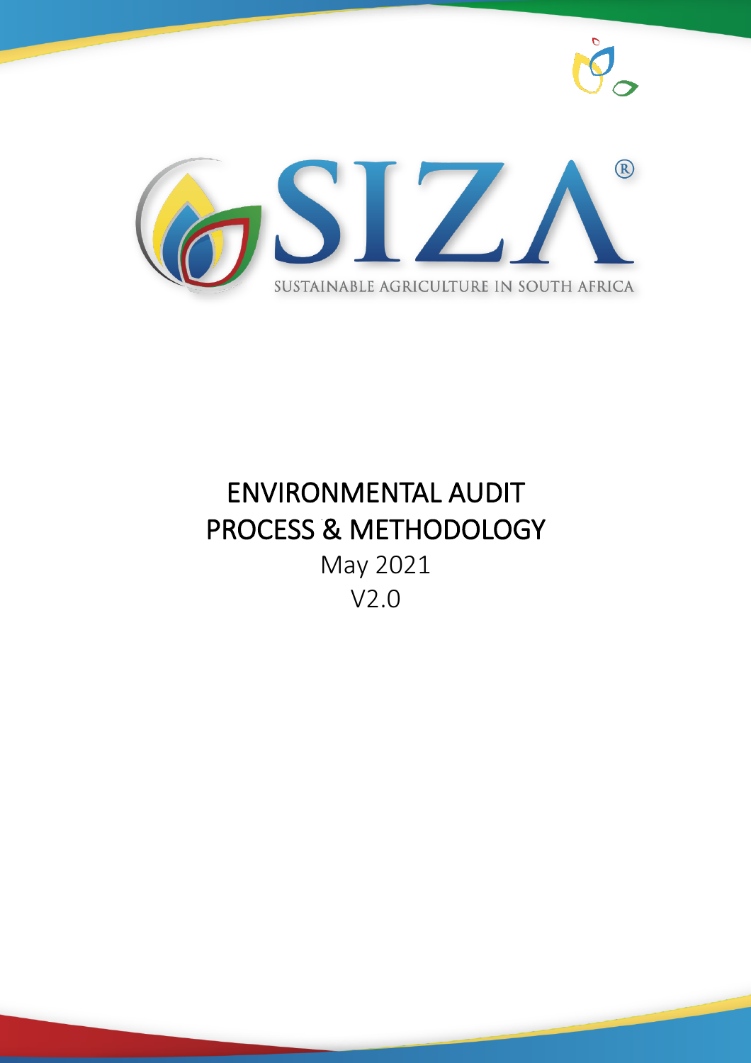# SIZA®

SUSTAINABLE AGRICULTURE IN SOUTH AFRICA

# ENVIRONMENTAL AUDIT PROCESS & METHODOLOGY

May 2021

V2.0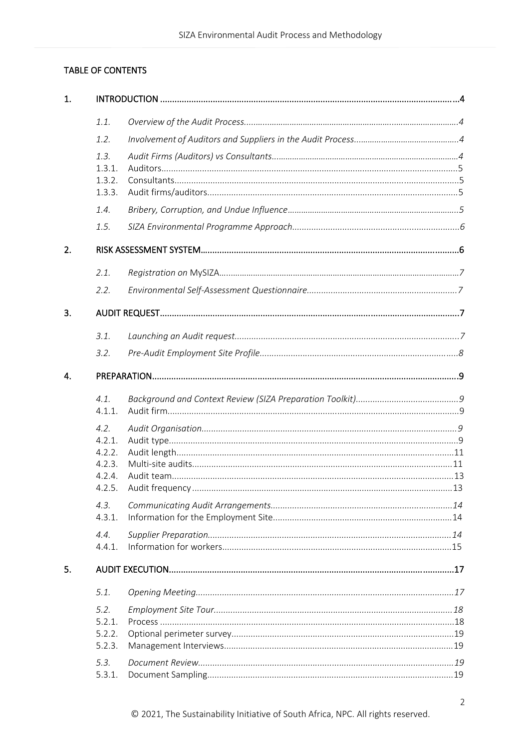TABLE OF CONTENTS

| | | | |
|---|---|---|---|
| 1. | INTRODUCTION | | 4 |
| | 1.1. | *Overview of the Audit Process* | *4* |
| | 1.2. | *Involvement of Auditors and Suppliers in the Audit Process* | *4* |
| | 1.3. | *Audit Firms (Auditors) vs Consultants* | *4* |
| | 1.3.1. | Auditors | 5 |
| | 1.3.2. | Consultants | 5 |
| | 1.3.3. | Audit firms/auditors | 5 |
| | 1.4. | *Bribery, Corruption, and Undue Influence* | *5* |
| | 1.5. | *SIZA Environmental Programme Approach* | *6* |
| 2. | RISK ASSESSMENT SYSTEM | | 6 |
| | 2.1. | *Registration on* MySIZA | *7* |
| | 2.2. | *Environmental Self-Assessment Questionnaire* | *7* |
| 3. | AUDIT REQUEST | | 7 |
| | 3.1. | *Launching an Audit request* | *7* |
| | 3.2. | *Pre-Audit Employment Site Profile* | *8* |
| 4. | PREPARATION | | 9 |
| | 4.1. | *Background and Context Review (SIZA Preparation Toolkit)* | *9* |
| | 4.1.1. | Audit firm | 9 |
| | 4.2. | *Audit Organisation* | *9* |
| | 4.2.1. | Audit type | 9 |
| | 4.2.2. | Audit length | 11 |
| | 4.2.3. | Multi-site audits | 11 |
| | 4.2.4. | Audit team | 13 |
| | 4.2.5. | Audit frequency | 13 |
| | 4.3. | *Communicating Audit Arrangements* | *14* |
| | 4.3.1. | Information for the Employment Site | 14 |
| | 4.4. | *Supplier Preparation* | *14* |
| | 4.4.1. | Information for workers | 15 |
| 5. | AUDIT EXECUTION | | 17 |
| | 5.1. | *Opening Meeting* | *17* |
| | 5.2. | *Employment Site Tour* | *18* |
| | 5.2.1. | Process | 18 |
| | 5.2.2. | Optional perimeter survey | 19 |
| | 5.2.3. | Management Interviews | 19 |
| | 5.3. | *Document Review* | *19* |
| | 5.3.1. | Document Sampling | 19 |

© 2021, The Sustainability Initiative of South Africa, NPC. All rights reserved.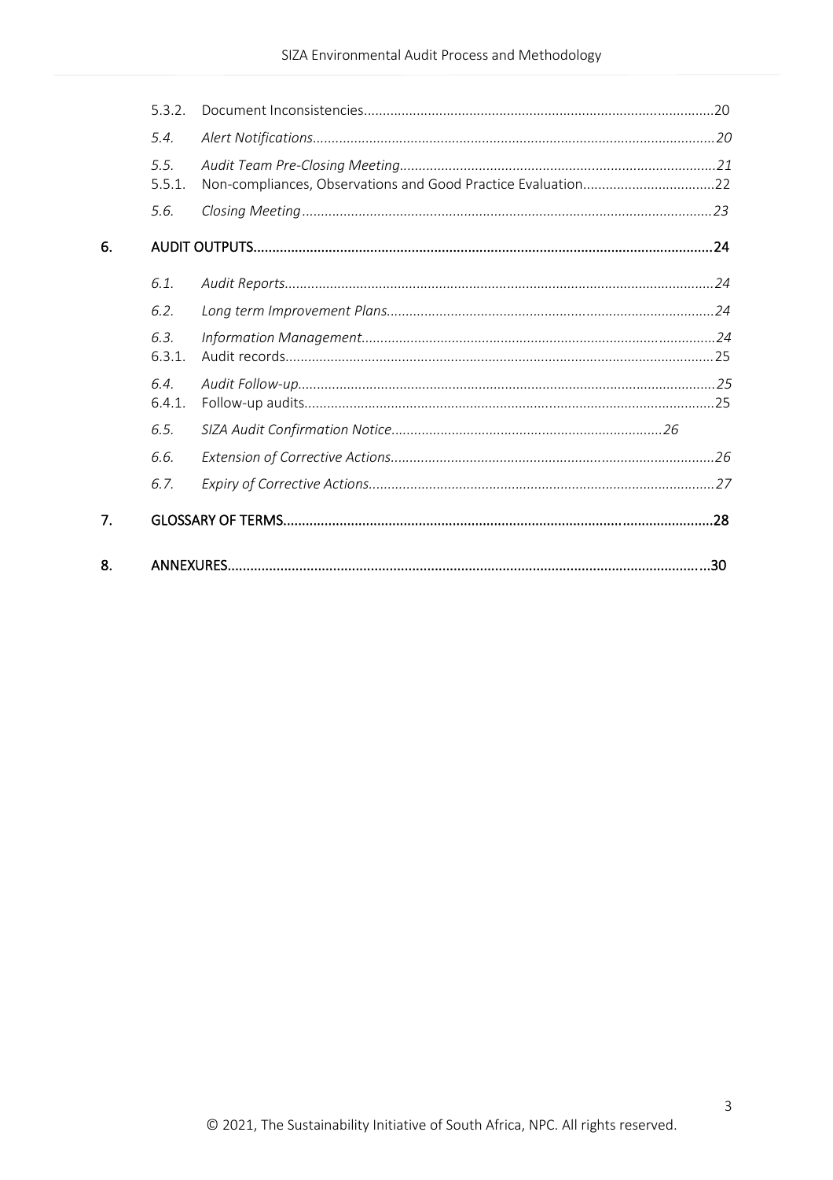| | | |
|---|---|---|
| 5.3.2. | Document Inconsistencies | 20 |
| *5.4.* | *Alert Notifications* | *20* |
| *5.5.* | *Audit Team Pre-Closing Meeting* | *21* |
| 5.5.1. | Non-compliances, Observations and Good Practice Evaluation | 22 |
| *5.6.* | *Closing Meeting* | *23* |

**6. AUDIT OUTPUTS** .......... **24**

| | | |
|---|---|---|
| *6.1.* | *Audit Reports* | *24* |
| *6.2.* | *Long term Improvement Plans* | *24* |
| *6.3.* | *Information Management* | *24* |
| 6.3.1. | Audit records | 25 |
| *6.4.* | *Audit Follow-up* | *25* |
| 6.4.1. | Follow-up audits | 25 |
| *6.5.* | *SIZA Audit Confirmation Notice* | *26* |
| *6.6.* | *Extension of Corrective Actions* | *26* |
| *6.7.* | *Expiry of Corrective Actions* | *27* |

**7. GLOSSARY OF TERMS** .......... **28**

**8. ANNEXURES** .......... **30**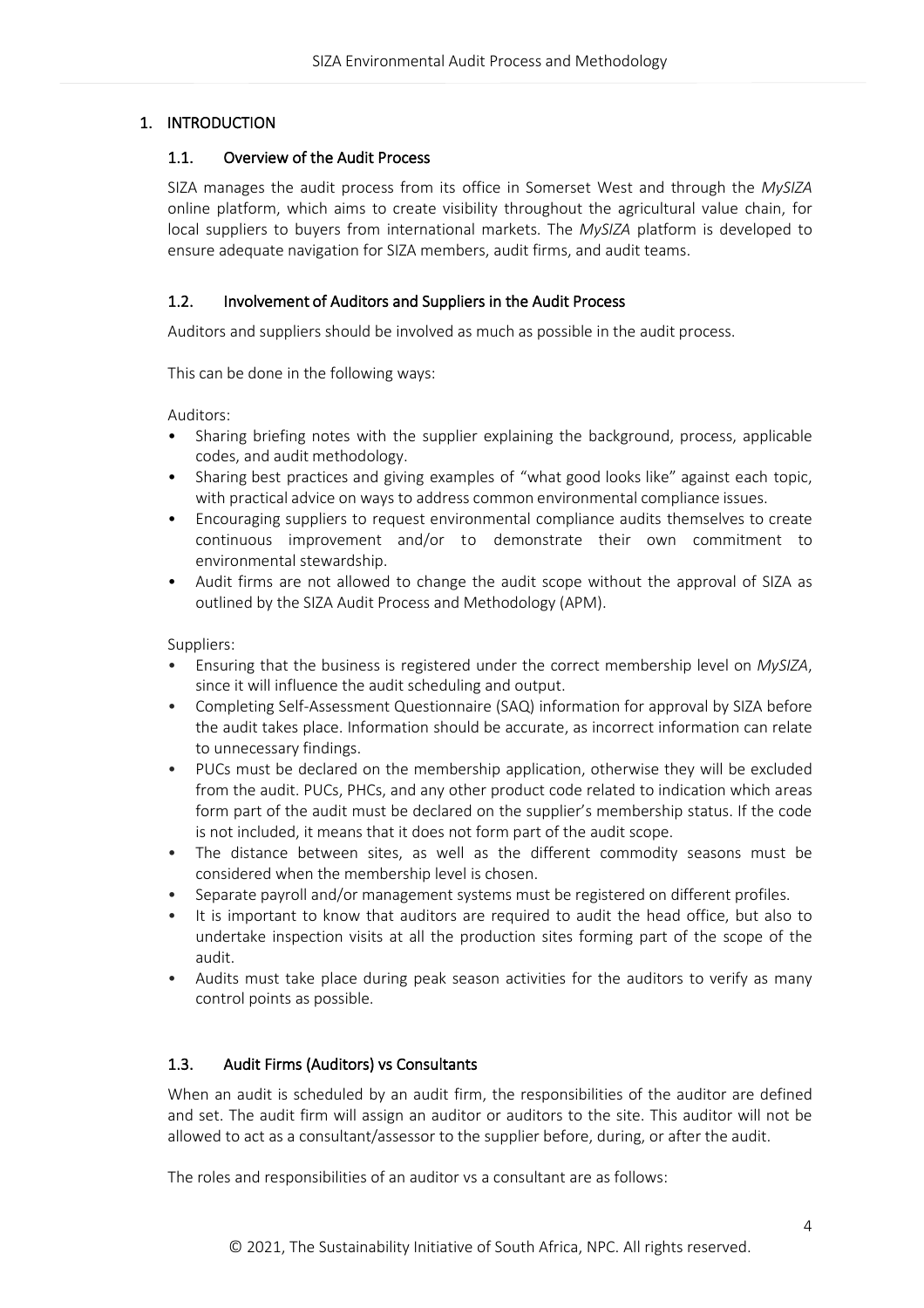## 1. INTRODUCTION

### 1.1. Overview of the Audit Process

SIZA manages the audit process from its office in Somerset West and through the *MySIZA* online platform, which aims to create visibility throughout the agricultural value chain, for local suppliers to buyers from international markets. The *MySIZA* platform is developed to ensure adequate navigation for SIZA members, audit firms, and audit teams.

### 1.2. Involvement of Auditors and Suppliers in the Audit Process

Auditors and suppliers should be involved as much as possible in the audit process.

This can be done in the following ways:

Auditors:

- Sharing briefing notes with the supplier explaining the background, process, applicable codes, and audit methodology.
- Sharing best practices and giving examples of "what good looks like" against each topic, with practical advice on ways to address common environmental compliance issues.
- Encouraging suppliers to request environmental compliance audits themselves to create continuous improvement and/or to demonstrate their own commitment to environmental stewardship.
- Audit firms are not allowed to change the audit scope without the approval of SIZA as outlined by the SIZA Audit Process and Methodology (APM).

Suppliers:

- Ensuring that the business is registered under the correct membership level on *MySIZA*, since it will influence the audit scheduling and output.
- Completing Self-Assessment Questionnaire (SAQ) information for approval by SIZA before the audit takes place. Information should be accurate, as incorrect information can relate to unnecessary findings.
- PUCs must be declared on the membership application, otherwise they will be excluded from the audit. PUCs, PHCs, and any other product code related to indication which areas form part of the audit must be declared on the supplier's membership status. If the code is not included, it means that it does not form part of the audit scope.
- The distance between sites, as well as the different commodity seasons must be considered when the membership level is chosen.
- Separate payroll and/or management systems must be registered on different profiles.
- It is important to know that auditors are required to audit the head office, but also to undertake inspection visits at all the production sites forming part of the scope of the audit.
- Audits must take place during peak season activities for the auditors to verify as many control points as possible.

### 1.3. Audit Firms (Auditors) vs Consultants

When an audit is scheduled by an audit firm, the responsibilities of the auditor are defined and set. The audit firm will assign an auditor or auditors to the site. This auditor will not be allowed to act as a consultant/assessor to the supplier before, during, or after the audit.

The roles and responsibilities of an auditor vs a consultant are as follows: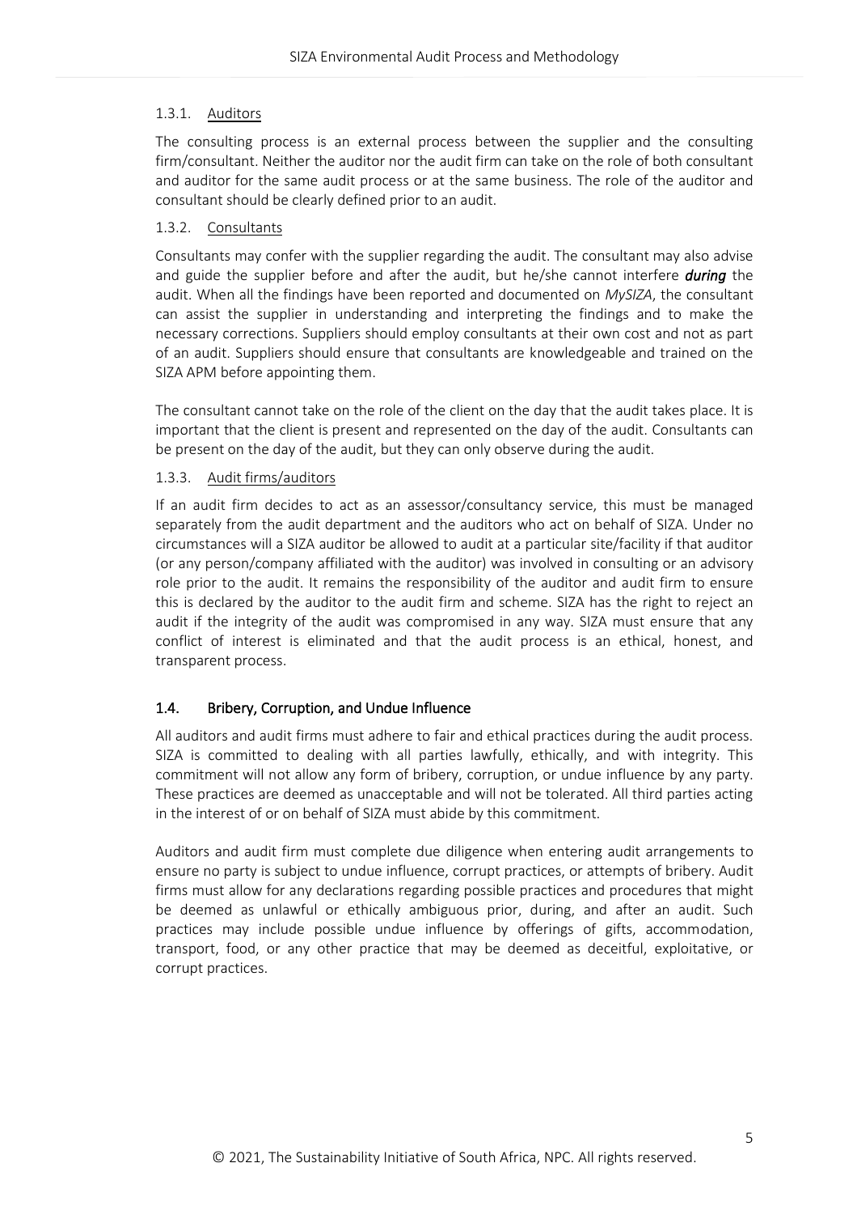#### 1.3.1. Auditors

The consulting process is an external process between the supplier and the consulting firm/consultant. Neither the auditor nor the audit firm can take on the role of both consultant and auditor for the same audit process or at the same business. The role of the auditor and consultant should be clearly defined prior to an audit.

#### 1.3.2. Consultants

Consultants may confer with the supplier regarding the audit. The consultant may also advise and guide the supplier before and after the audit, but he/she cannot interfere ***during*** the audit. When all the findings have been reported and documented on *MySIZA*, the consultant can assist the supplier in understanding and interpreting the findings and to make the necessary corrections. Suppliers should employ consultants at their own cost and not as part of an audit. Suppliers should ensure that consultants are knowledgeable and trained on the SIZA APM before appointing them.

The consultant cannot take on the role of the client on the day that the audit takes place. It is important that the client is present and represented on the day of the audit. Consultants can be present on the day of the audit, but they can only observe during the audit.

#### 1.3.3. Audit firms/auditors

If an audit firm decides to act as an assessor/consultancy service, this must be managed separately from the audit department and the auditors who act on behalf of SIZA. Under no circumstances will a SIZA auditor be allowed to audit at a particular site/facility if that auditor (or any person/company affiliated with the auditor) was involved in consulting or an advisory role prior to the audit. It remains the responsibility of the auditor and audit firm to ensure this is declared by the auditor to the audit firm and scheme. SIZA has the right to reject an audit if the integrity of the audit was compromised in any way. SIZA must ensure that any conflict of interest is eliminated and that the audit process is an ethical, honest, and transparent process.

### 1.4. Bribery, Corruption, and Undue Influence

All auditors and audit firms must adhere to fair and ethical practices during the audit process. SIZA is committed to dealing with all parties lawfully, ethically, and with integrity. This commitment will not allow any form of bribery, corruption, or undue influence by any party. These practices are deemed as unacceptable and will not be tolerated. All third parties acting in the interest of or on behalf of SIZA must abide by this commitment.

Auditors and audit firm must complete due diligence when entering audit arrangements to ensure no party is subject to undue influence, corrupt practices, or attempts of bribery. Audit firms must allow for any declarations regarding possible practices and procedures that might be deemed as unlawful or ethically ambiguous prior, during, and after an audit. Such practices may include possible undue influence by offerings of gifts, accommodation, transport, food, or any other practice that may be deemed as deceitful, exploitative, or corrupt practices.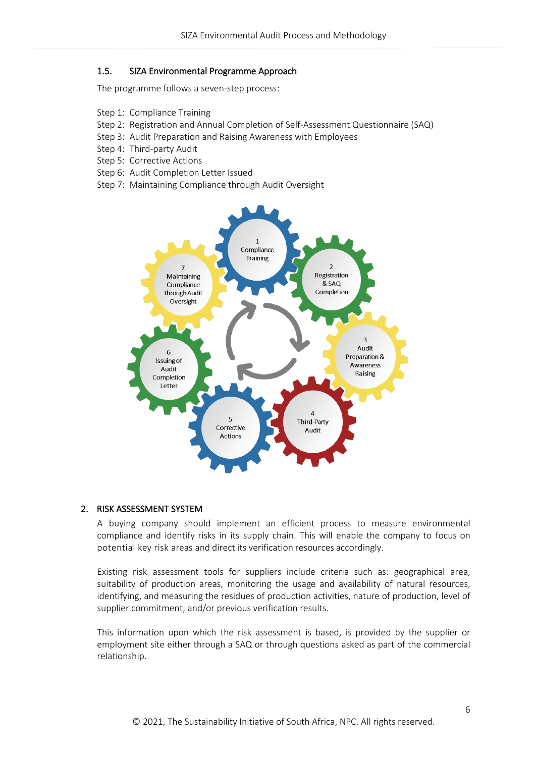### 1.5. SIZA Environmental Programme Approach

The programme follows a seven-step process:

Step 1: Compliance Training
Step 2: Registration and Annual Completion of Self-Assessment Questionnaire (SAQ)
Step 3: Audit Preparation and Raising Awareness with Employees
Step 4: Third-party Audit
Step 5: Corrective Actions
Step 6: Audit Completion Letter Issued
Step 7: Maintaining Compliance through Audit Oversight

## 2. RISK ASSESSMENT SYSTEM

A buying company should implement an efficient process to measure environmental compliance and identify risks in its supply chain. This will enable the company to focus on potential key risk areas and direct its verification resources accordingly.

Existing risk assessment tools for suppliers include criteria such as: geographical area, suitability of production areas, monitoring the usage and availability of natural resources, identifying, and measuring the residues of production activities, nature of production, level of supplier commitment, and/or previous verification results.

This information upon which the risk assessment is based, is provided by the supplier or employment site either through a SAQ or through questions asked as part of the commercial relationship.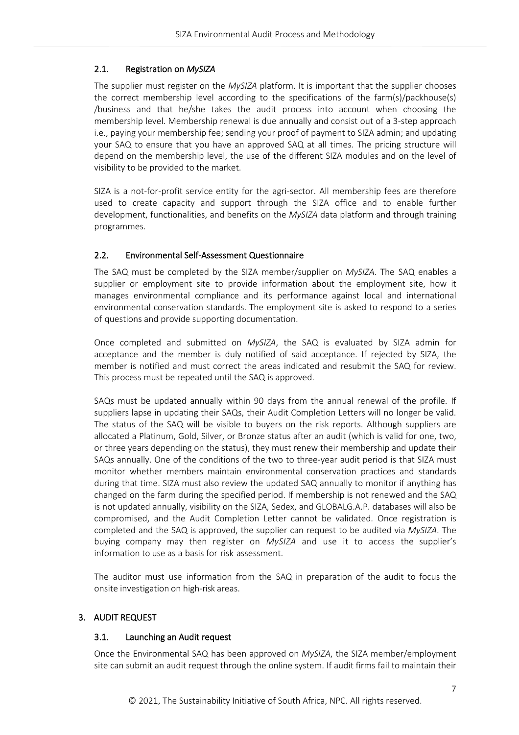### 2.1. Registration on *MySIZA*

The supplier must register on the *MySIZA* platform. It is important that the supplier chooses the correct membership level according to the specifications of the farm(s)/packhouse(s) /business and that he/she takes the audit process into account when choosing the membership level. Membership renewal is due annually and consist out of a 3-step approach i.e., paying your membership fee; sending your proof of payment to SIZA admin; and updating your SAQ to ensure that you have an approved SAQ at all times. The pricing structure will depend on the membership level, the use of the different SIZA modules and on the level of visibility to be provided to the market.

SIZA is a not-for-profit service entity for the agri-sector. All membership fees are therefore used to create capacity and support through the SIZA office and to enable further development, functionalities, and benefits on the *MySIZA* data platform and through training programmes.

### 2.2. Environmental Self-Assessment Questionnaire

The SAQ must be completed by the SIZA member/supplier on *MySIZA*. The SAQ enables a supplier or employment site to provide information about the employment site, how it manages environmental compliance and its performance against local and international environmental conservation standards. The employment site is asked to respond to a series of questions and provide supporting documentation.

Once completed and submitted on *MySIZA*, the SAQ is evaluated by SIZA admin for acceptance and the member is duly notified of said acceptance. If rejected by SIZA, the member is notified and must correct the areas indicated and resubmit the SAQ for review. This process must be repeated until the SAQ is approved.

SAQs must be updated annually within 90 days from the annual renewal of the profile. If suppliers lapse in updating their SAQs, their Audit Completion Letters will no longer be valid. The status of the SAQ will be visible to buyers on the risk reports. Although suppliers are allocated a Platinum, Gold, Silver, or Bronze status after an audit (which is valid for one, two, or three years depending on the status), they must renew their membership and update their SAQs annually. One of the conditions of the two to three-year audit period is that SIZA must monitor whether members maintain environmental conservation practices and standards during that time. SIZA must also review the updated SAQ annually to monitor if anything has changed on the farm during the specified period. If membership is not renewed and the SAQ is not updated annually, visibility on the SIZA, Sedex, and GLOBALG.A.P. databases will also be compromised, and the Audit Completion Letter cannot be validated. Once registration is completed and the SAQ is approved, the supplier can request to be audited via *MySIZA*. The buying company may then register on *MySIZA* and use it to access the supplier's information to use as a basis for risk assessment.

The auditor must use information from the SAQ in preparation of the audit to focus the onsite investigation on high-risk areas.

## 3. AUDIT REQUEST

### 3.1. Launching an Audit request

Once the Environmental SAQ has been approved on *MySIZA*, the SIZA member/employment site can submit an audit request through the online system. If audit firms fail to maintain their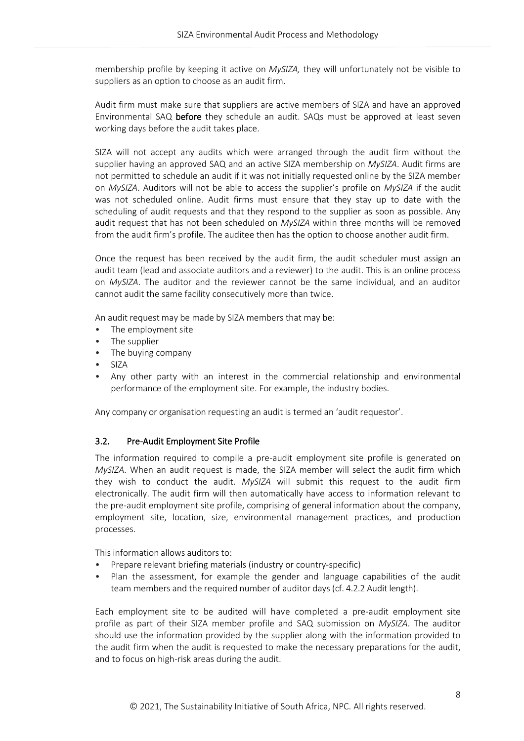membership profile by keeping it active on *MySIZA,* they will unfortunately not be visible to suppliers as an option to choose as an audit firm.

Audit firm must make sure that suppliers are active members of SIZA and have an approved Environmental SAQ **before** they schedule an audit. SAQs must be approved at least seven working days before the audit takes place.

SIZA will not accept any audits which were arranged through the audit firm without the supplier having an approved SAQ and an active SIZA membership on *MySIZA*. Audit firms are not permitted to schedule an audit if it was not initially requested online by the SIZA member on *MySIZA*. Auditors will not be able to access the supplier's profile on *MySIZA* if the audit was not scheduled online. Audit firms must ensure that they stay up to date with the scheduling of audit requests and that they respond to the supplier as soon as possible. Any audit request that has not been scheduled on *MySIZA* within three months will be removed from the audit firm's profile. The auditee then has the option to choose another audit firm.

Once the request has been received by the audit firm, the audit scheduler must assign an audit team (lead and associate auditors and a reviewer) to the audit. This is an online process on *MySIZA*. The auditor and the reviewer cannot be the same individual, and an auditor cannot audit the same facility consecutively more than twice.

An audit request may be made by SIZA members that may be:

- The employment site
- The supplier
- The buying company
- SIZA
- Any other party with an interest in the commercial relationship and environmental performance of the employment site. For example, the industry bodies.

Any company or organisation requesting an audit is termed an 'audit requestor'.

### 3.2. Pre-Audit Employment Site Profile

The information required to compile a pre-audit employment site profile is generated on *MySIZA*. When an audit request is made, the SIZA member will select the audit firm which they wish to conduct the audit. *MySIZA* will submit this request to the audit firm electronically. The audit firm will then automatically have access to information relevant to the pre-audit employment site profile, comprising of general information about the company, employment site, location, size, environmental management practices, and production processes.

This information allows auditors to:

- Prepare relevant briefing materials (industry or country-specific)
- Plan the assessment, for example the gender and language capabilities of the audit team members and the required number of auditor days (cf. 4.2.2 Audit length).

Each employment site to be audited will have completed a pre-audit employment site profile as part of their SIZA member profile and SAQ submission on *MySIZA*. The auditor should use the information provided by the supplier along with the information provided to the audit firm when the audit is requested to make the necessary preparations for the audit, and to focus on high-risk areas during the audit.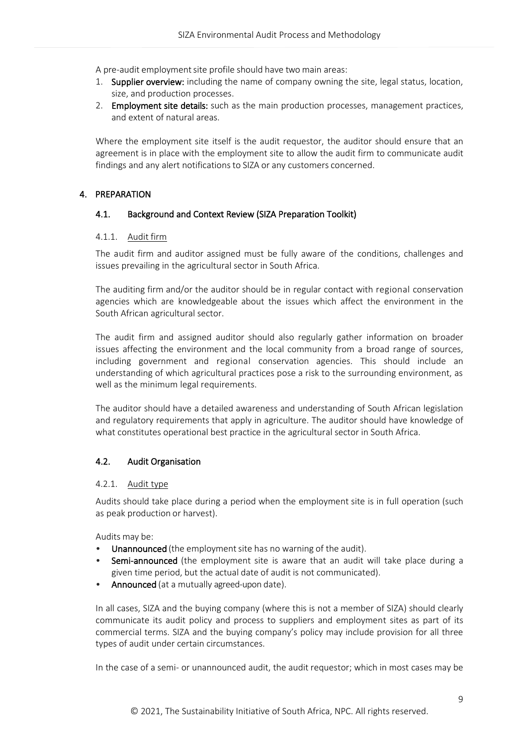A pre-audit employment site profile should have two main areas:

1. **Supplier overview:** including the name of company owning the site, legal status, location, size, and production processes.
2. **Employment site details:** such as the main production processes, management practices, and extent of natural areas.

Where the employment site itself is the audit requestor, the auditor should ensure that an agreement is in place with the employment site to allow the audit firm to communicate audit findings and any alert notifications to SIZA or any customers concerned.

## 4. PREPARATION

### 4.1. Background and Context Review (SIZA Preparation Toolkit)

#### 4.1.1. Audit firm

The audit firm and auditor assigned must be fully aware of the conditions, challenges and issues prevailing in the agricultural sector in South Africa.

The auditing firm and/or the auditor should be in regular contact with regional conservation agencies which are knowledgeable about the issues which affect the environment in the South African agricultural sector.

The audit firm and assigned auditor should also regularly gather information on broader issues affecting the environment and the local community from a broad range of sources, including government and regional conservation agencies. This should include an understanding of which agricultural practices pose a risk to the surrounding environment, as well as the minimum legal requirements.

The auditor should have a detailed awareness and understanding of South African legislation and regulatory requirements that apply in agriculture. The auditor should have knowledge of what constitutes operational best practice in the agricultural sector in South Africa.

### 4.2. Audit Organisation

#### 4.2.1. Audit type

Audits should take place during a period when the employment site is in full operation (such as peak production or harvest).

Audits may be:

- **Unannounced** (the employment site has no warning of the audit).
- **Semi-announced** (the employment site is aware that an audit will take place during a given time period, but the actual date of audit is not communicated).
- **Announced** (at a mutually agreed-upon date).

In all cases, SIZA and the buying company (where this is not a member of SIZA) should clearly communicate its audit policy and process to suppliers and employment sites as part of its commercial terms. SIZA and the buying company's policy may include provision for all three types of audit under certain circumstances.

In the case of a semi- or unannounced audit, the audit requestor; which in most cases may be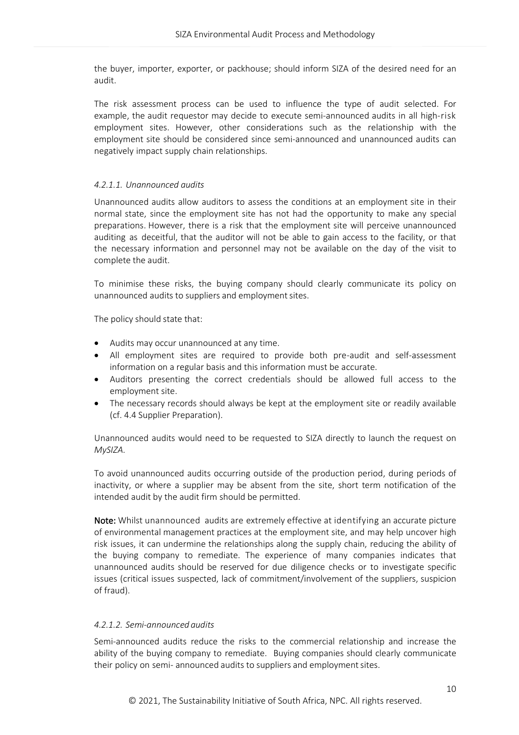the buyer, importer, exporter, or packhouse; should inform SIZA of the desired need for an audit.

The risk assessment process can be used to influence the type of audit selected. For example, the audit requestor may decide to execute semi-announced audits in all high-risk employment sites. However, other considerations such as the relationship with the employment site should be considered since semi-announced and unannounced audits can negatively impact supply chain relationships.

#### *4.2.1.1. Unannounced audits*

Unannounced audits allow auditors to assess the conditions at an employment site in their normal state, since the employment site has not had the opportunity to make any special preparations. However, there is a risk that the employment site will perceive unannounced auditing as deceitful, that the auditor will not be able to gain access to the facility, or that the necessary information and personnel may not be available on the day of the visit to complete the audit.

To minimise these risks, the buying company should clearly communicate its policy on unannounced audits to suppliers and employment sites.

The policy should state that:

- Audits may occur unannounced at any time.
- All employment sites are required to provide both pre-audit and self-assessment information on a regular basis and this information must be accurate.
- Auditors presenting the correct credentials should be allowed full access to the employment site.
- The necessary records should always be kept at the employment site or readily available (cf. 4.4 Supplier Preparation).

Unannounced audits would need to be requested to SIZA directly to launch the request on *MySIZA*.

To avoid unannounced audits occurring outside of the production period, during periods of inactivity, or where a supplier may be absent from the site, short term notification of the intended audit by the audit firm should be permitted.

**Note:** Whilst unannounced audits are extremely effective at identifying an accurate picture of environmental management practices at the employment site, and may help uncover high risk issues, it can undermine the relationships along the supply chain, reducing the ability of the buying company to remediate. The experience of many companies indicates that unannounced audits should be reserved for due diligence checks or to investigate specific issues (critical issues suspected, lack of commitment/involvement of the suppliers, suspicion of fraud).

#### *4.2.1.2. Semi-announced audits*

Semi-announced audits reduce the risks to the commercial relationship and increase the ability of the buying company to remediate. Buying companies should clearly communicate their policy on semi- announced audits to suppliers and employment sites.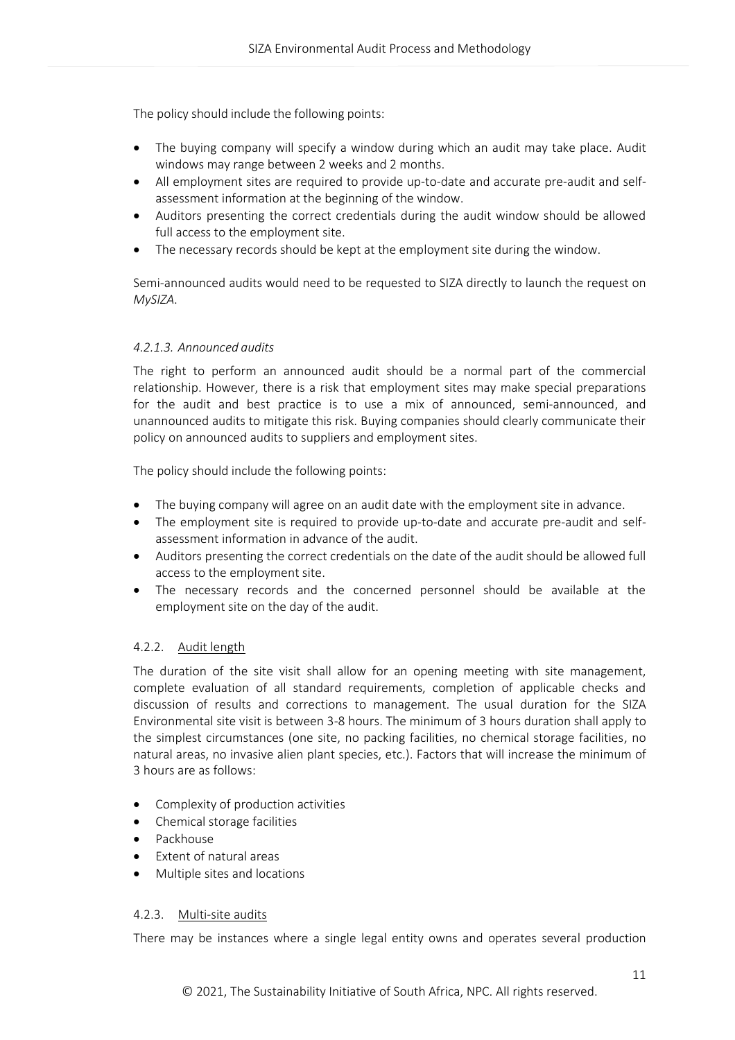The policy should include the following points:

- The buying company will specify a window during which an audit may take place. Audit windows may range between 2 weeks and 2 months.
- All employment sites are required to provide up-to-date and accurate pre-audit and self-assessment information at the beginning of the window.
- Auditors presenting the correct credentials during the audit window should be allowed full access to the employment site.
- The necessary records should be kept at the employment site during the window.

Semi-announced audits would need to be requested to SIZA directly to launch the request on *MySIZA*.

#### *4.2.1.3. Announced audits*

The right to perform an announced audit should be a normal part of the commercial relationship. However, there is a risk that employment sites may make special preparations for the audit and best practice is to use a mix of announced, semi-announced, and unannounced audits to mitigate this risk. Buying companies should clearly communicate their policy on announced audits to suppliers and employment sites.

The policy should include the following points:

- The buying company will agree on an audit date with the employment site in advance.
- The employment site is required to provide up-to-date and accurate pre-audit and self-assessment information in advance of the audit.
- Auditors presenting the correct credentials on the date of the audit should be allowed full access to the employment site.
- The necessary records and the concerned personnel should be available at the employment site on the day of the audit.

### 4.2.2. Audit length

The duration of the site visit shall allow for an opening meeting with site management, complete evaluation of all standard requirements, completion of applicable checks and discussion of results and corrections to management. The usual duration for the SIZA Environmental site visit is between 3-8 hours. The minimum of 3 hours duration shall apply to the simplest circumstances (one site, no packing facilities, no chemical storage facilities, no natural areas, no invasive alien plant species, etc.). Factors that will increase the minimum of 3 hours are as follows:

- Complexity of production activities
- Chemical storage facilities
- Packhouse
- Extent of natural areas
- Multiple sites and locations

### 4.2.3. Multi-site audits

There may be instances where a single legal entity owns and operates several production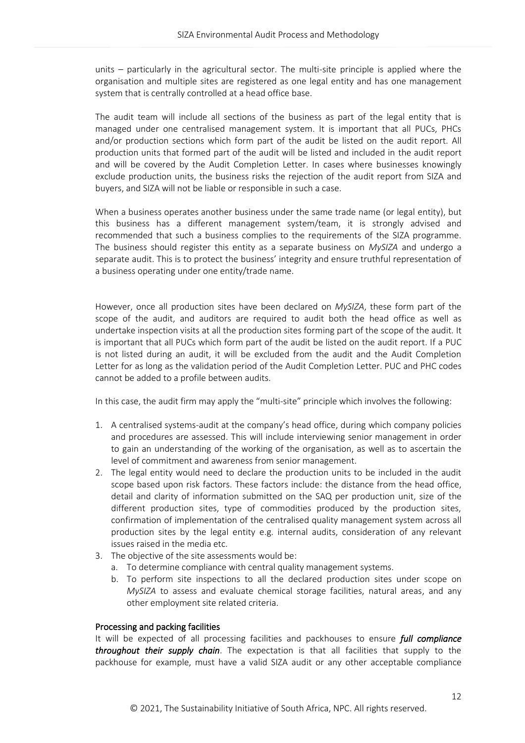units – particularly in the agricultural sector. The multi-site principle is applied where the organisation and multiple sites are registered as one legal entity and has one management system that is centrally controlled at a head office base.

The audit team will include all sections of the business as part of the legal entity that is managed under one centralised management system. It is important that all PUCs, PHCs and/or production sections which form part of the audit be listed on the audit report. All production units that formed part of the audit will be listed and included in the audit report and will be covered by the Audit Completion Letter. In cases where businesses knowingly exclude production units, the business risks the rejection of the audit report from SIZA and buyers, and SIZA will not be liable or responsible in such a case.

When a business operates another business under the same trade name (or legal entity), but this business has a different management system/team, it is strongly advised and recommended that such a business complies to the requirements of the SIZA programme. The business should register this entity as a separate business on *MySIZA* and undergo a separate audit. This is to protect the business' integrity and ensure truthful representation of a business operating under one entity/trade name.

However, once all production sites have been declared on *MySIZA*, these form part of the scope of the audit, and auditors are required to audit both the head office as well as undertake inspection visits at all the production sites forming part of the scope of the audit. It is important that all PUCs which form part of the audit be listed on the audit report. If a PUC is not listed during an audit, it will be excluded from the audit and the Audit Completion Letter for as long as the validation period of the Audit Completion Letter. PUC and PHC codes cannot be added to a profile between audits.

In this case, the audit firm may apply the "multi-site" principle which involves the following:

1. A centralised systems-audit at the company's head office, during which company policies and procedures are assessed. This will include interviewing senior management in order to gain an understanding of the working of the organisation, as well as to ascertain the level of commitment and awareness from senior management.
2. The legal entity would need to declare the production units to be included in the audit scope based upon risk factors. These factors include: the distance from the head office, detail and clarity of information submitted on the SAQ per production unit, size of the different production sites, type of commodities produced by the production sites, confirmation of implementation of the centralised quality management system across all production sites by the legal entity e.g. internal audits, consideration of any relevant issues raised in the media etc.
3. The objective of the site assessments would be:
    a. To determine compliance with central quality management systems.
    b. To perform site inspections to all the declared production sites under scope on *MySIZA* to assess and evaluate chemical storage facilities, natural areas, and any other employment site related criteria.

## Processing and packing facilities

It will be expected of all processing facilities and packhouses to ensure ***full compliance throughout their supply chain***. The expectation is that all facilities that supply to the packhouse for example, must have a valid SIZA audit or any other acceptable compliance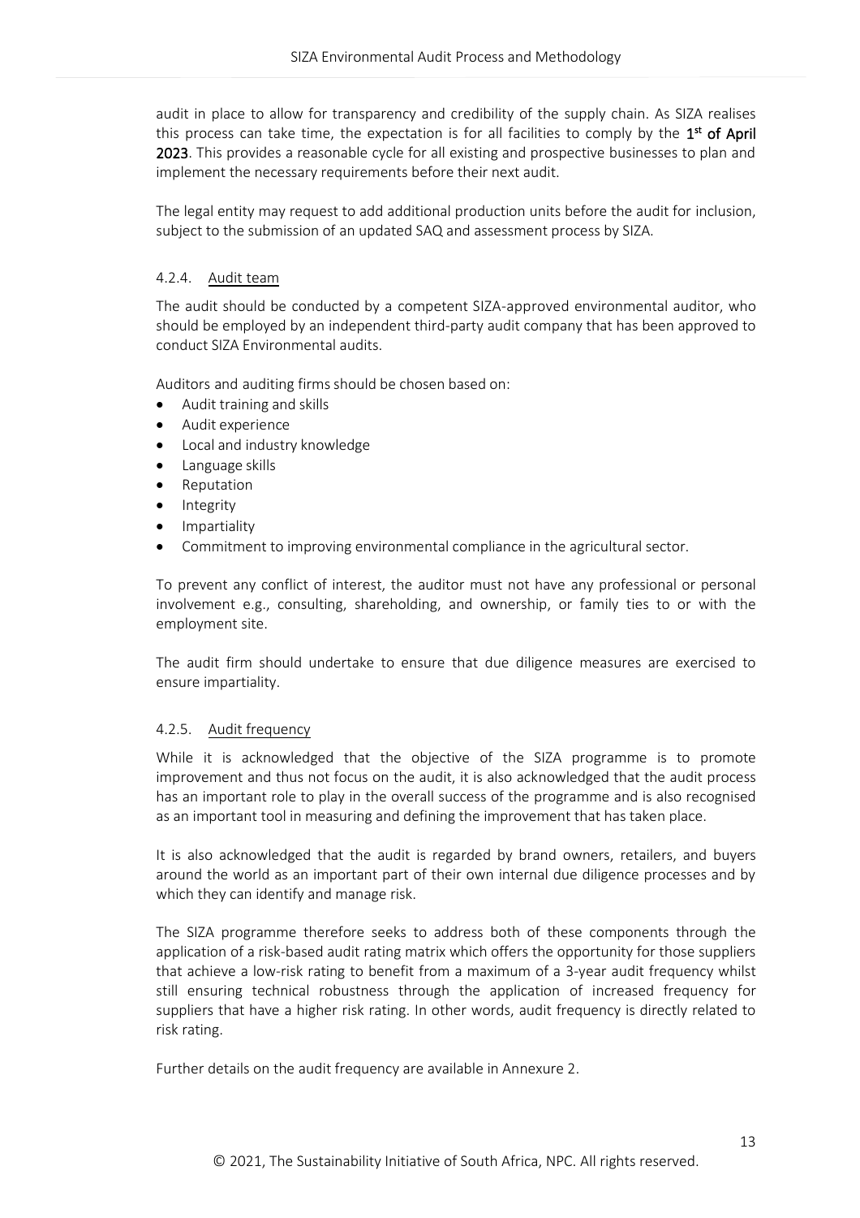audit in place to allow for transparency and credibility of the supply chain. As SIZA realises this process can take time, the expectation is for all facilities to comply by the **1st of April 2023**. This provides a reasonable cycle for all existing and prospective businesses to plan and implement the necessary requirements before their next audit.

The legal entity may request to add additional production units before the audit for inclusion, subject to the submission of an updated SAQ and assessment process by SIZA.

#### 4.2.4. Audit team

The audit should be conducted by a competent SIZA-approved environmental auditor, who should be employed by an independent third-party audit company that has been approved to conduct SIZA Environmental audits.

Auditors and auditing firms should be chosen based on:

- Audit training and skills
- Audit experience
- Local and industry knowledge
- Language skills
- Reputation
- Integrity
- Impartiality
- Commitment to improving environmental compliance in the agricultural sector.

To prevent any conflict of interest, the auditor must not have any professional or personal involvement e.g., consulting, shareholding, and ownership, or family ties to or with the employment site.

The audit firm should undertake to ensure that due diligence measures are exercised to ensure impartiality.

#### 4.2.5. Audit frequency

While it is acknowledged that the objective of the SIZA programme is to promote improvement and thus not focus on the audit, it is also acknowledged that the audit process has an important role to play in the overall success of the programme and is also recognised as an important tool in measuring and defining the improvement that has taken place.

It is also acknowledged that the audit is regarded by brand owners, retailers, and buyers around the world as an important part of their own internal due diligence processes and by which they can identify and manage risk.

The SIZA programme therefore seeks to address both of these components through the application of a risk-based audit rating matrix which offers the opportunity for those suppliers that achieve a low-risk rating to benefit from a maximum of a 3-year audit frequency whilst still ensuring technical robustness through the application of increased frequency for suppliers that have a higher risk rating. In other words, audit frequency is directly related to risk rating.

Further details on the audit frequency are available in Annexure 2.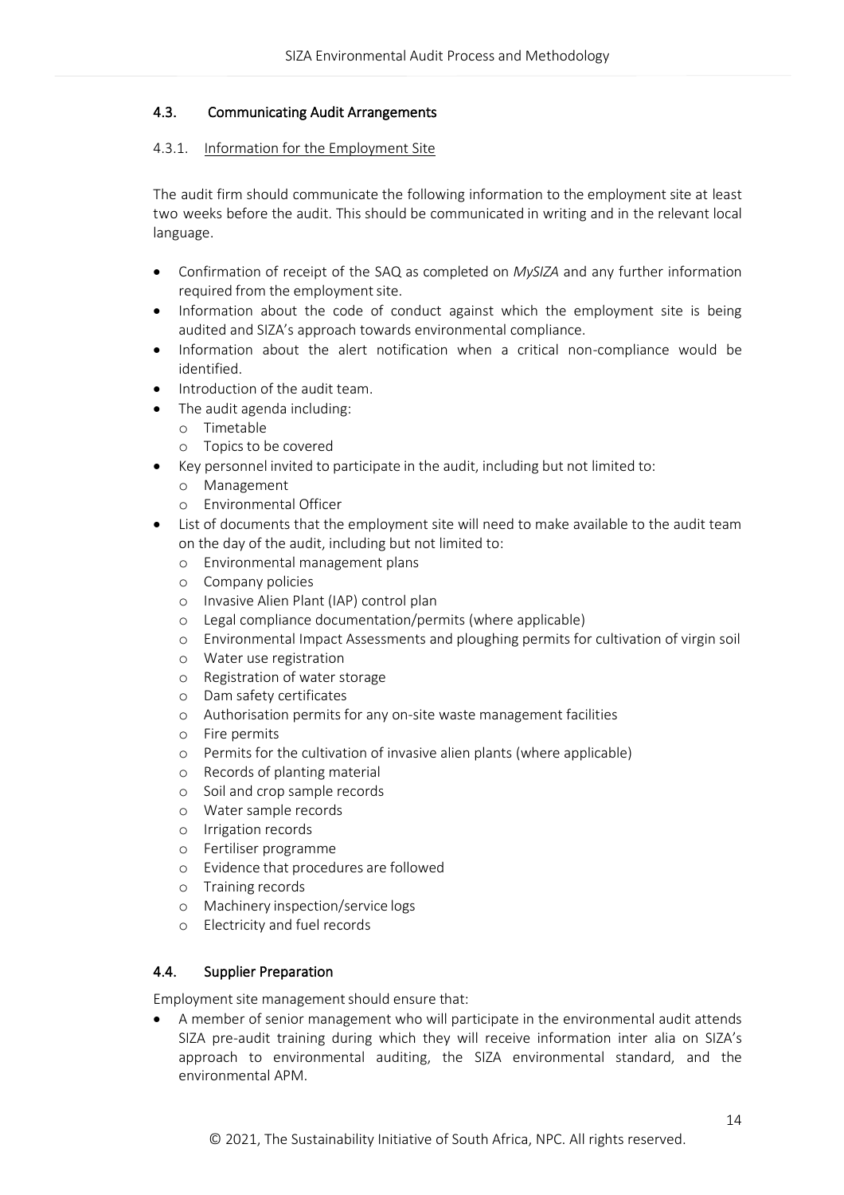## 4.3. Communicating Audit Arrangements

### 4.3.1. Information for the Employment Site

The audit firm should communicate the following information to the employment site at least two weeks before the audit. This should be communicated in writing and in the relevant local language.

- Confirmation of receipt of the SAQ as completed on *MySIZA* and any further information required from the employment site.
- Information about the code of conduct against which the employment site is being audited and SIZA's approach towards environmental compliance.
- Information about the alert notification when a critical non-compliance would be identified.
- Introduction of the audit team.
- The audit agenda including:
  - Timetable
  - Topics to be covered
- Key personnel invited to participate in the audit, including but not limited to:
  - Management
  - Environmental Officer
- List of documents that the employment site will need to make available to the audit team on the day of the audit, including but not limited to:
  - Environmental management plans
  - Company policies
  - Invasive Alien Plant (IAP) control plan
  - Legal compliance documentation/permits (where applicable)
  - Environmental Impact Assessments and ploughing permits for cultivation of virgin soil
  - Water use registration
  - Registration of water storage
  - Dam safety certificates
  - Authorisation permits for any on-site waste management facilities
  - Fire permits
  - Permits for the cultivation of invasive alien plants (where applicable)
  - Records of planting material
  - Soil and crop sample records
  - Water sample records
  - Irrigation records
  - Fertiliser programme
  - Evidence that procedures are followed
  - Training records
  - Machinery inspection/service logs
  - Electricity and fuel records

## 4.4. Supplier Preparation

Employment site management should ensure that:

- A member of senior management who will participate in the environmental audit attends SIZA pre-audit training during which they will receive information inter alia on SIZA's approach to environmental auditing, the SIZA environmental standard, and the environmental APM.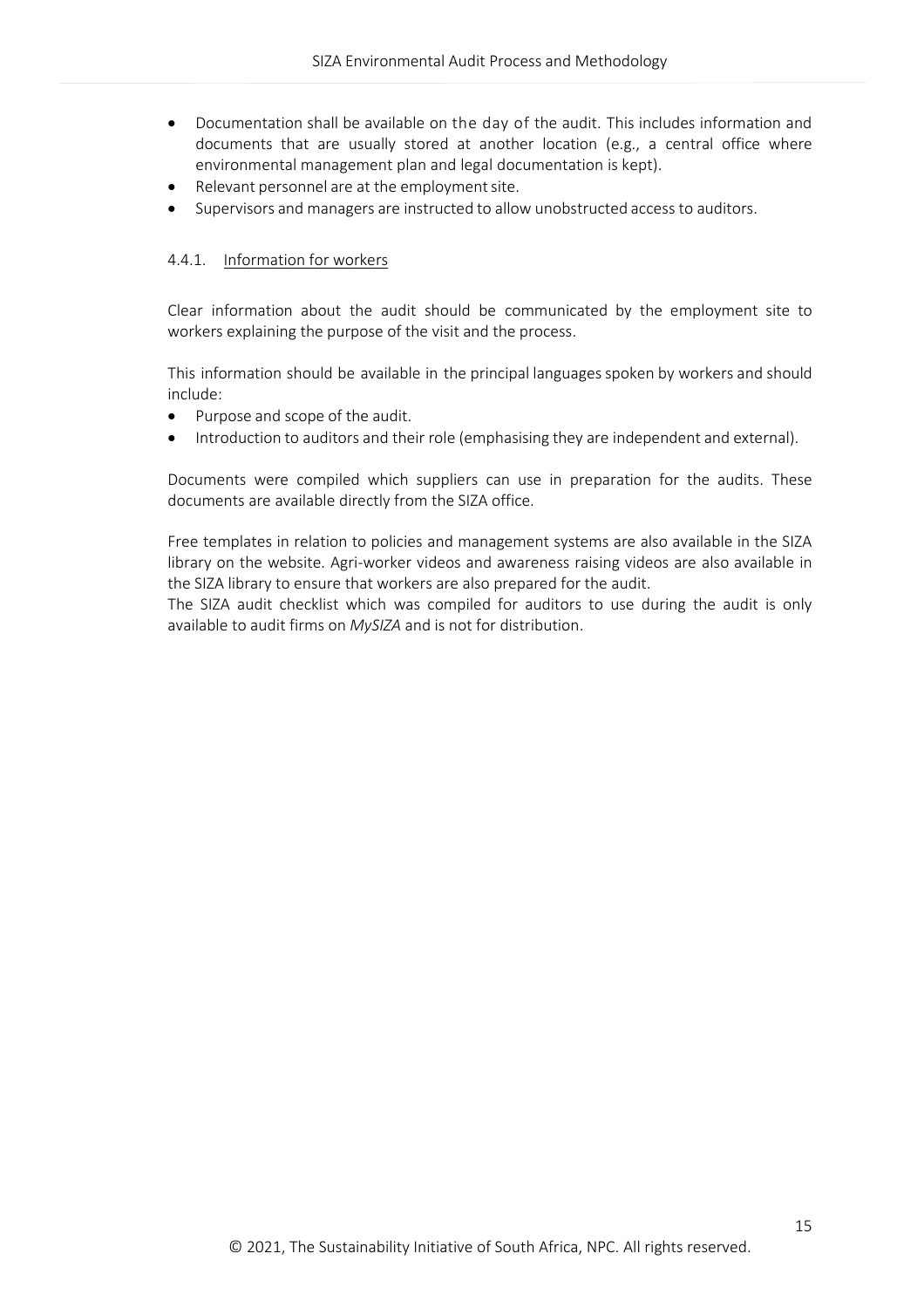- Documentation shall be available on the day of the audit. This includes information and documents that are usually stored at another location (e.g., a central office where environmental management plan and legal documentation is kept).
- Relevant personnel are at the employment site.
- Supervisors and managers are instructed to allow unobstructed access to auditors.

#### 4.4.1. Information for workers

Clear information about the audit should be communicated by the employment site to workers explaining the purpose of the visit and the process.

This information should be available in the principal languages spoken by workers and should include:

- Purpose and scope of the audit.
- Introduction to auditors and their role (emphasising they are independent and external).

Documents were compiled which suppliers can use in preparation for the audits. These documents are available directly from the SIZA office.

Free templates in relation to policies and management systems are also available in the SIZA library on the website. Agri-worker videos and awareness raising videos are also available in the SIZA library to ensure that workers are also prepared for the audit.
The SIZA audit checklist which was compiled for auditors to use during the audit is only available to audit firms on *MySIZA* and is not for distribution.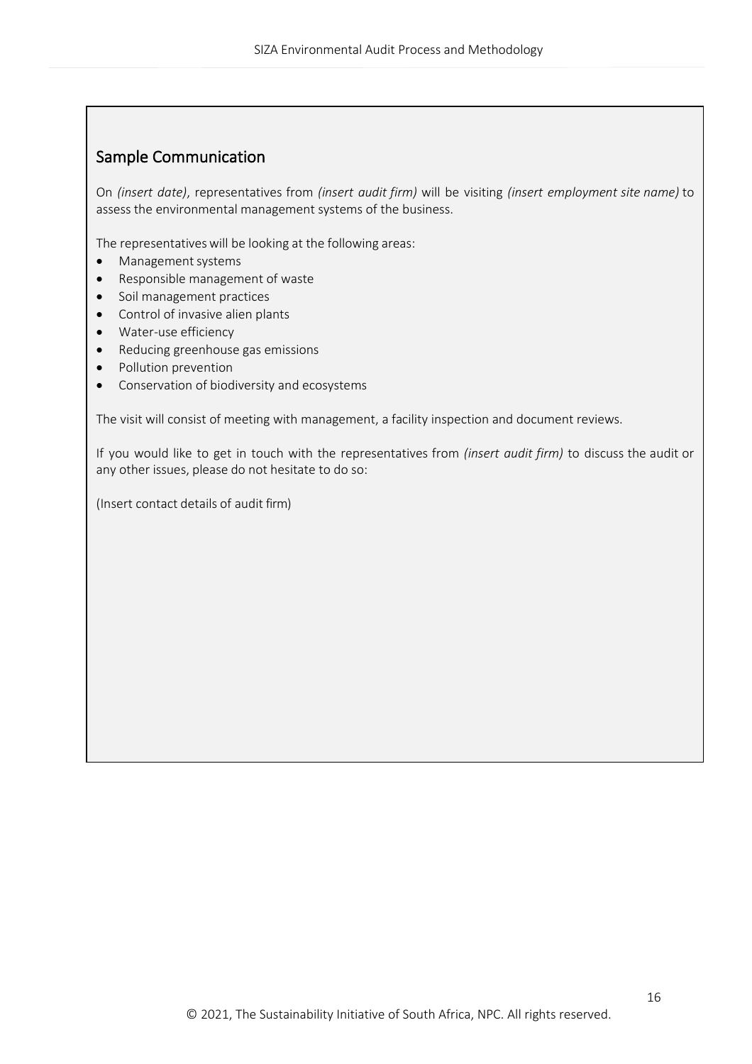## Sample Communication

On *(insert date)*, representatives from *(insert audit firm)* will be visiting *(insert employment site name)* to assess the environmental management systems of the business.

The representatives will be looking at the following areas:

- Management systems
- Responsible management of waste
- Soil management practices
- Control of invasive alien plants
- Water-use efficiency
- Reducing greenhouse gas emissions
- Pollution prevention
- Conservation of biodiversity and ecosystems

The visit will consist of meeting with management, a facility inspection and document reviews.

If you would like to get in touch with the representatives from *(insert audit firm)* to discuss the audit or any other issues, please do not hesitate to do so:

(Insert contact details of audit firm)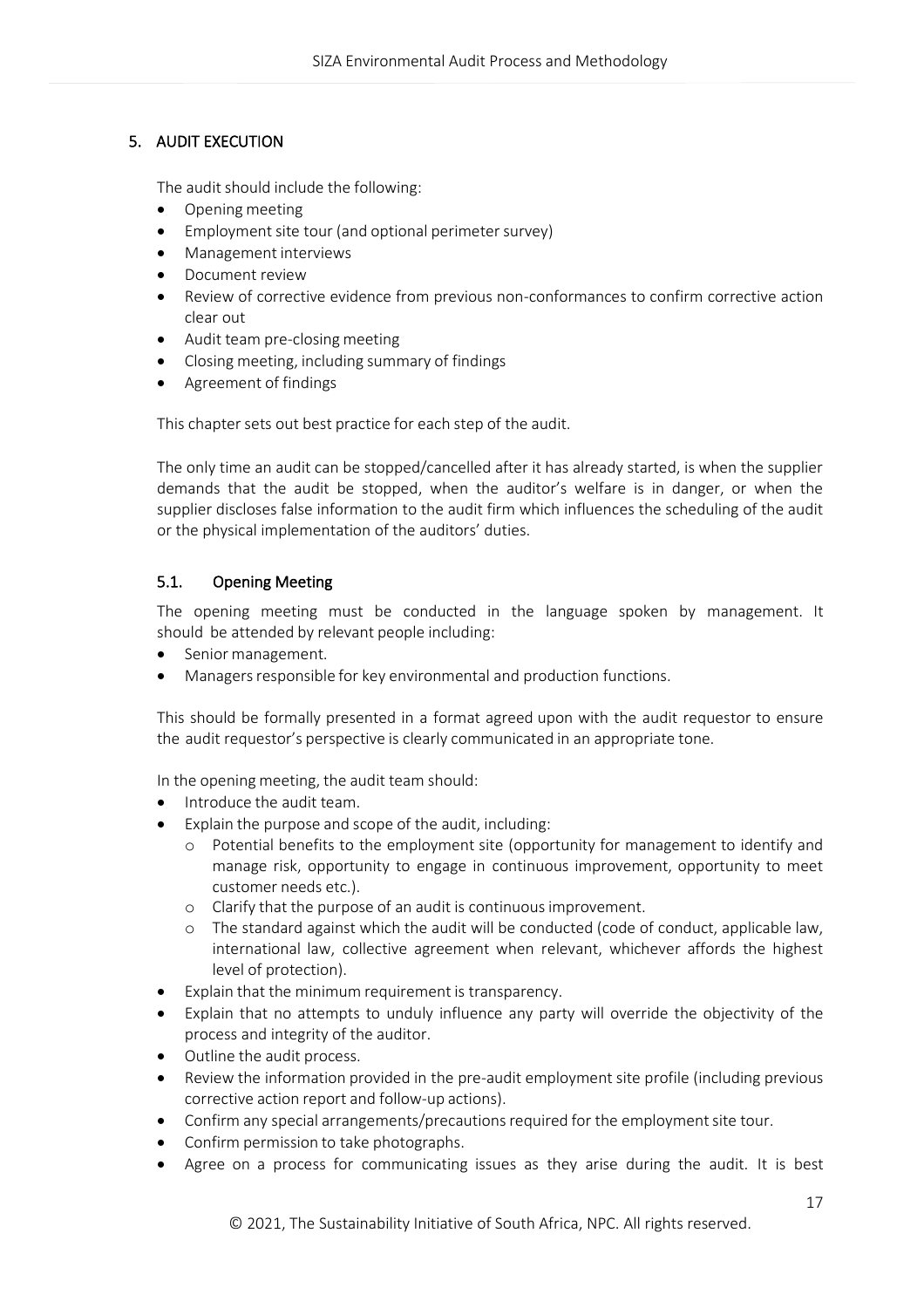## 5. AUDIT EXECUTION

The audit should include the following:

- Opening meeting
- Employment site tour (and optional perimeter survey)
- Management interviews
- Document review
- Review of corrective evidence from previous non-conformances to confirm corrective action clear out
- Audit team pre-closing meeting
- Closing meeting, including summary of findings
- Agreement of findings

This chapter sets out best practice for each step of the audit.

The only time an audit can be stopped/cancelled after it has already started, is when the supplier demands that the audit be stopped, when the auditor's welfare is in danger, or when the supplier discloses false information to the audit firm which influences the scheduling of the audit or the physical implementation of the auditors' duties.

### 5.1. Opening Meeting

The opening meeting must be conducted in the language spoken by management. It should be attended by relevant people including:

- Senior management.
- Managers responsible for key environmental and production functions.

This should be formally presented in a format agreed upon with the audit requestor to ensure the audit requestor's perspective is clearly communicated in an appropriate tone.

In the opening meeting, the audit team should:

- Introduce the audit team.
- Explain the purpose and scope of the audit, including:
  - Potential benefits to the employment site (opportunity for management to identify and manage risk, opportunity to engage in continuous improvement, opportunity to meet customer needs etc.).
  - Clarify that the purpose of an audit is continuous improvement.
  - The standard against which the audit will be conducted (code of conduct, applicable law, international law, collective agreement when relevant, whichever affords the highest level of protection).
- Explain that the minimum requirement is transparency.
- Explain that no attempts to unduly influence any party will override the objectivity of the process and integrity of the auditor.
- Outline the audit process.
- Review the information provided in the pre-audit employment site profile (including previous corrective action report and follow-up actions).
- Confirm any special arrangements/precautions required for the employment site tour.
- Confirm permission to take photographs.
- Agree on a process for communicating issues as they arise during the audit. It is best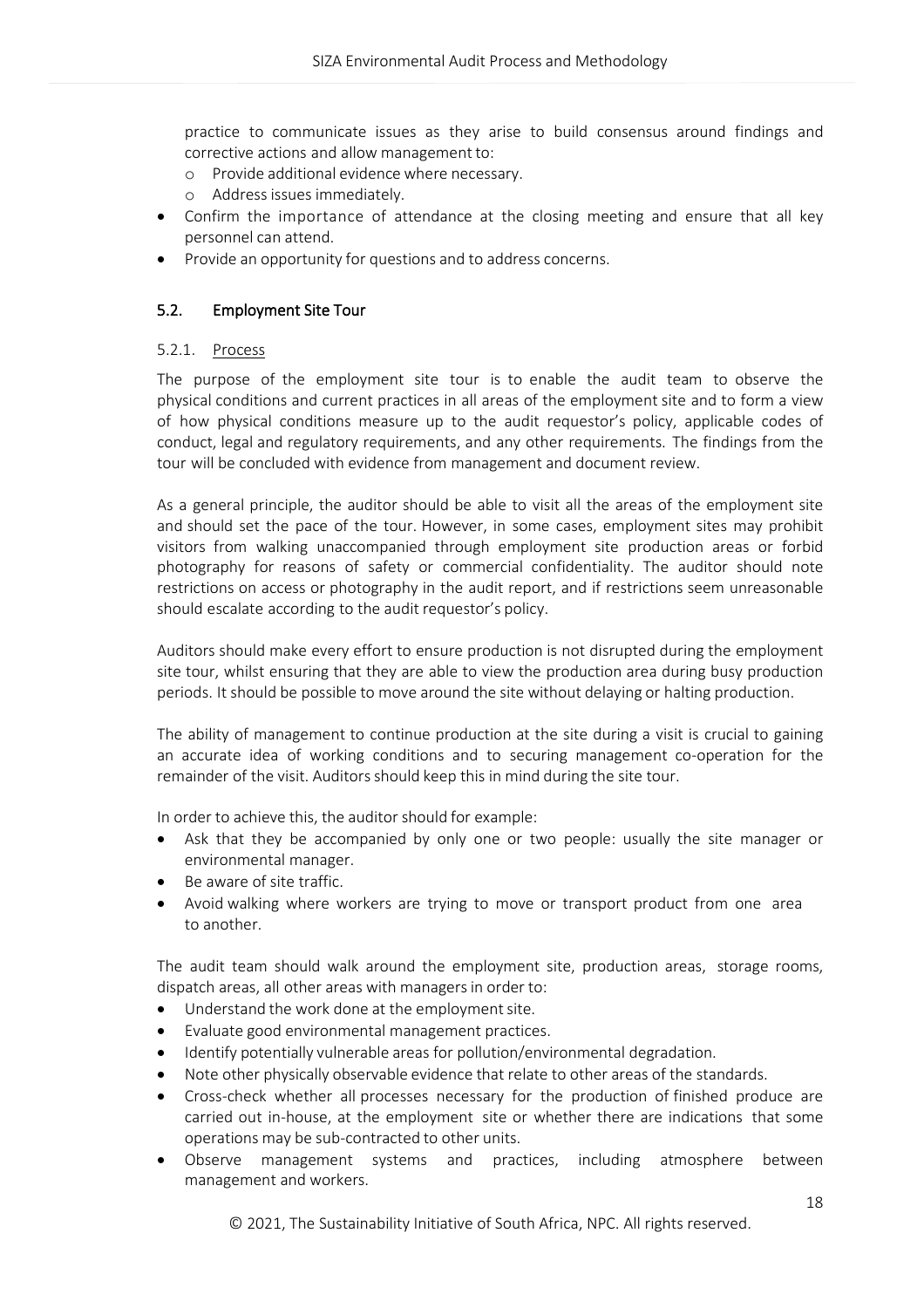practice to communicate issues as they arise to build consensus around findings and corrective actions and allow management to:
  - Provide additional evidence where necessary.
  - Address issues immediately.
- Confirm the importance of attendance at the closing meeting and ensure that all key personnel can attend.
- Provide an opportunity for questions and to address concerns.

## 5.2. Employment Site Tour

### 5.2.1. Process

The purpose of the employment site tour is to enable the audit team to observe the physical conditions and current practices in all areas of the employment site and to form a view of how physical conditions measure up to the audit requestor's policy, applicable codes of conduct, legal and regulatory requirements, and any other requirements. The findings from the tour will be concluded with evidence from management and document review.

As a general principle, the auditor should be able to visit all the areas of the employment site and should set the pace of the tour. However, in some cases, employment sites may prohibit visitors from walking unaccompanied through employment site production areas or forbid photography for reasons of safety or commercial confidentiality. The auditor should note restrictions on access or photography in the audit report, and if restrictions seem unreasonable should escalate according to the audit requestor's policy.

Auditors should make every effort to ensure production is not disrupted during the employment site tour, whilst ensuring that they are able to view the production area during busy production periods. It should be possible to move around the site without delaying or halting production.

The ability of management to continue production at the site during a visit is crucial to gaining an accurate idea of working conditions and to securing management co-operation for the remainder of the visit. Auditors should keep this in mind during the site tour.

In order to achieve this, the auditor should for example:

- Ask that they be accompanied by only one or two people: usually the site manager or environmental manager.
- Be aware of site traffic.
- Avoid walking where workers are trying to move or transport product from one area to another.

The audit team should walk around the employment site, production areas, storage rooms, dispatch areas, all other areas with managers in order to:

- Understand the work done at the employment site.
- Evaluate good environmental management practices.
- Identify potentially vulnerable areas for pollution/environmental degradation.
- Note other physically observable evidence that relate to other areas of the standards.
- Cross-check whether all processes necessary for the production of finished produce are carried out in-house, at the employment site or whether there are indications that some operations may be sub-contracted to other units.
- Observe management systems and practices, including atmosphere between management and workers.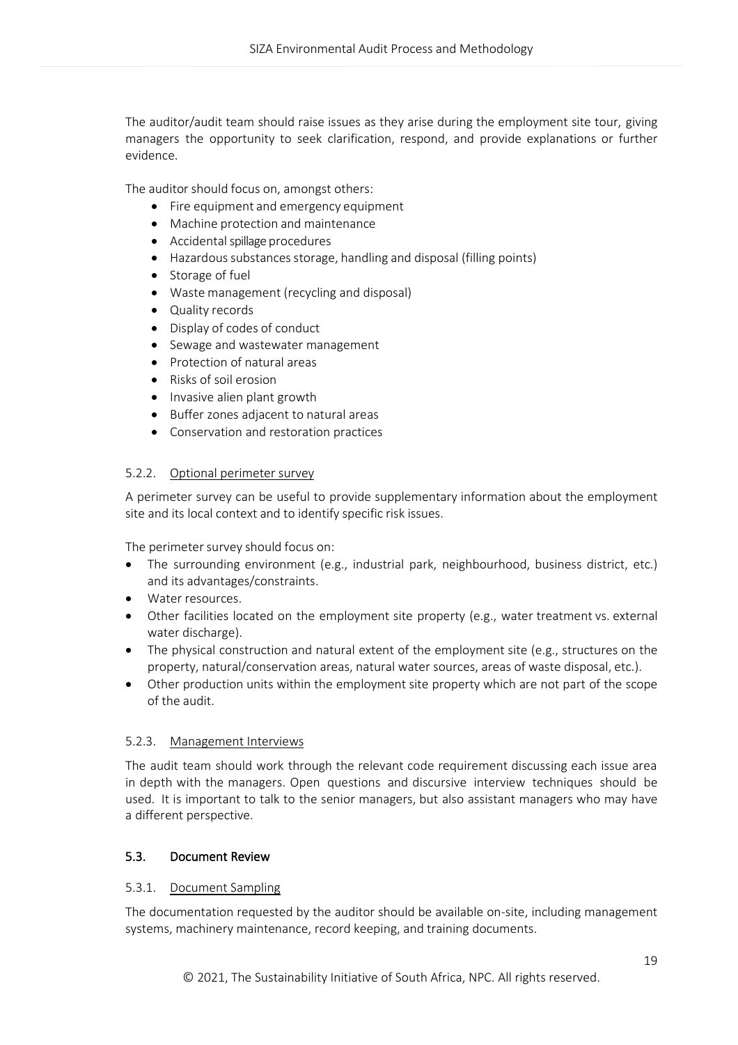The auditor/audit team should raise issues as they arise during the employment site tour, giving managers the opportunity to seek clarification, respond, and provide explanations or further evidence.

The auditor should focus on, amongst others:

- Fire equipment and emergency equipment
- Machine protection and maintenance
- Accidental spillage procedures
- Hazardous substances storage, handling and disposal (filling points)
- Storage of fuel
- Waste management (recycling and disposal)
- Quality records
- Display of codes of conduct
- Sewage and wastewater management
- Protection of natural areas
- Risks of soil erosion
- Invasive alien plant growth
- Buffer zones adjacent to natural areas
- Conservation and restoration practices

#### 5.2.2. Optional perimeter survey

A perimeter survey can be useful to provide supplementary information about the employment site and its local context and to identify specific risk issues.

The perimeter survey should focus on:

- The surrounding environment (e.g., industrial park, neighbourhood, business district, etc.) and its advantages/constraints.
- Water resources.
- Other facilities located on the employment site property (e.g., water treatment vs. external water discharge).
- The physical construction and natural extent of the employment site (e.g., structures on the property, natural/conservation areas, natural water sources, areas of waste disposal, etc.).
- Other production units within the employment site property which are not part of the scope of the audit.

#### 5.2.3. Management Interviews

The audit team should work through the relevant code requirement discussing each issue area in depth with the managers. Open questions and discursive interview techniques should be used. It is important to talk to the senior managers, but also assistant managers who may have a different perspective.

### 5.3. Document Review

#### 5.3.1. Document Sampling

The documentation requested by the auditor should be available on-site, including management systems, machinery maintenance, record keeping, and training documents.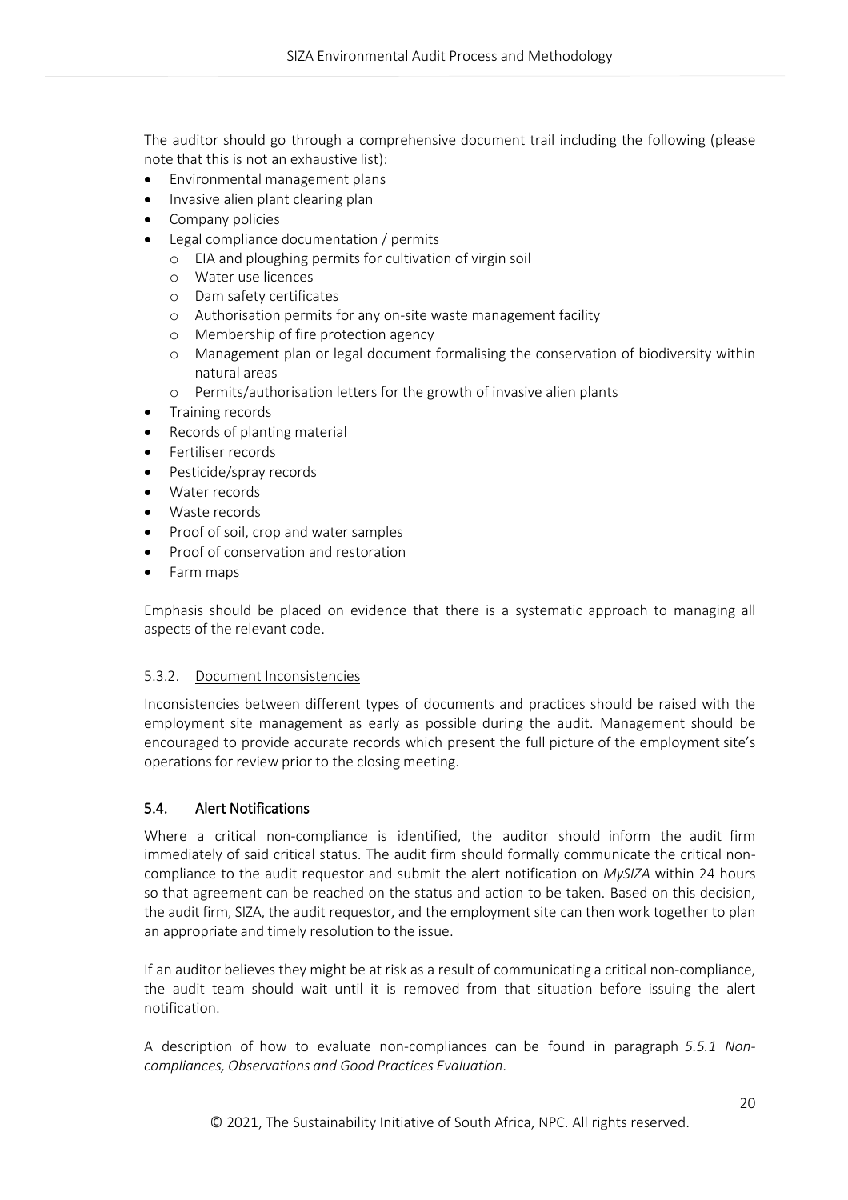The auditor should go through a comprehensive document trail including the following (please note that this is not an exhaustive list):

- Environmental management plans
- Invasive alien plant clearing plan
- Company policies
- Legal compliance documentation / permits
    - EIA and ploughing permits for cultivation of virgin soil
    - Water use licences
    - Dam safety certificates
    - Authorisation permits for any on-site waste management facility
    - Membership of fire protection agency
    - Management plan or legal document formalising the conservation of biodiversity within natural areas
    - Permits/authorisation letters for the growth of invasive alien plants
- Training records
- Records of planting material
- Fertiliser records
- Pesticide/spray records
- Water records
- Waste records
- Proof of soil, crop and water samples
- Proof of conservation and restoration
- Farm maps

Emphasis should be placed on evidence that there is a systematic approach to managing all aspects of the relevant code.

#### 5.3.2. Document Inconsistencies

Inconsistencies between different types of documents and practices should be raised with the employment site management as early as possible during the audit. Management should be encouraged to provide accurate records which present the full picture of the employment site's operations for review prior to the closing meeting.

### 5.4. Alert Notifications

Where a critical non-compliance is identified, the auditor should inform the audit firm immediately of said critical status. The audit firm should formally communicate the critical non-compliance to the audit requestor and submit the alert notification on *MySIZA* within 24 hours so that agreement can be reached on the status and action to be taken. Based on this decision, the audit firm, SIZA, the audit requestor, and the employment site can then work together to plan an appropriate and timely resolution to the issue.

If an auditor believes they might be at risk as a result of communicating a critical non-compliance, the audit team should wait until it is removed from that situation before issuing the alert notification.

A description of how to evaluate non-compliances can be found in paragraph *5.5.1 Non-compliances, Observations and Good Practices Evaluation*.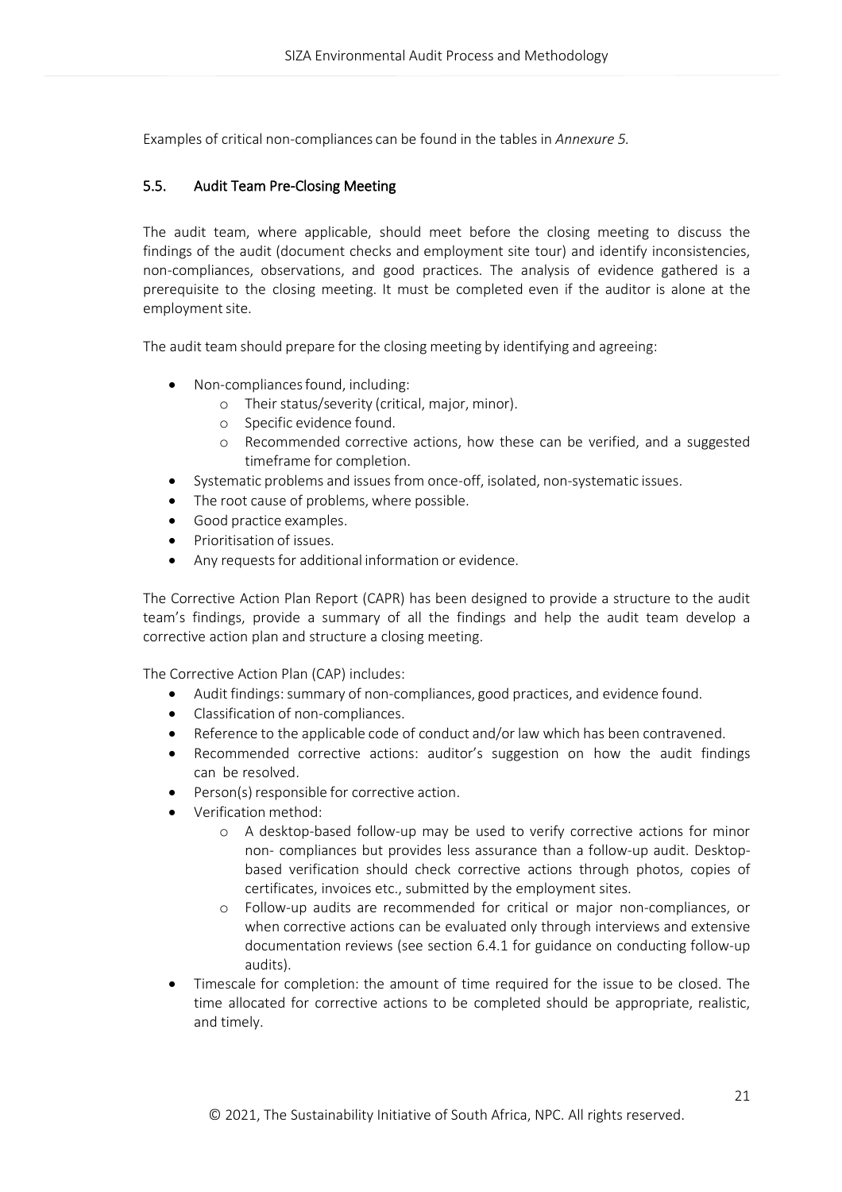Examples of critical non-compliances can be found in the tables in *Annexure 5.*

### 5.5. Audit Team Pre-Closing Meeting

The audit team, where applicable, should meet before the closing meeting to discuss the findings of the audit (document checks and employment site tour) and identify inconsistencies, non-compliances, observations, and good practices. The analysis of evidence gathered is a prerequisite to the closing meeting. It must be completed even if the auditor is alone at the employment site.

The audit team should prepare for the closing meeting by identifying and agreeing:

- Non-compliances found, including:
    - Their status/severity (critical, major, minor).
    - Specific evidence found.
    - Recommended corrective actions, how these can be verified, and a suggested timeframe for completion.
- Systematic problems and issues from once-off, isolated, non-systematic issues.
- The root cause of problems, where possible.
- Good practice examples.
- Prioritisation of issues.
- Any requests for additional information or evidence.

The Corrective Action Plan Report (CAPR) has been designed to provide a structure to the audit team's findings, provide a summary of all the findings and help the audit team develop a corrective action plan and structure a closing meeting.

The Corrective Action Plan (CAP) includes:

- Audit findings: summary of non-compliances, good practices, and evidence found.
- Classification of non-compliances.
- Reference to the applicable code of conduct and/or law which has been contravened.
- Recommended corrective actions: auditor's suggestion on how the audit findings can be resolved.
- Person(s) responsible for corrective action.
- Verification method:
    - A desktop-based follow-up may be used to verify corrective actions for minor non- compliances but provides less assurance than a follow-up audit. Desktop-based verification should check corrective actions through photos, copies of certificates, invoices etc., submitted by the employment sites.
    - Follow-up audits are recommended for critical or major non-compliances, or when corrective actions can be evaluated only through interviews and extensive documentation reviews (see section 6.4.1 for guidance on conducting follow-up audits).
- Timescale for completion: the amount of time required for the issue to be closed. The time allocated for corrective actions to be completed should be appropriate, realistic, and timely.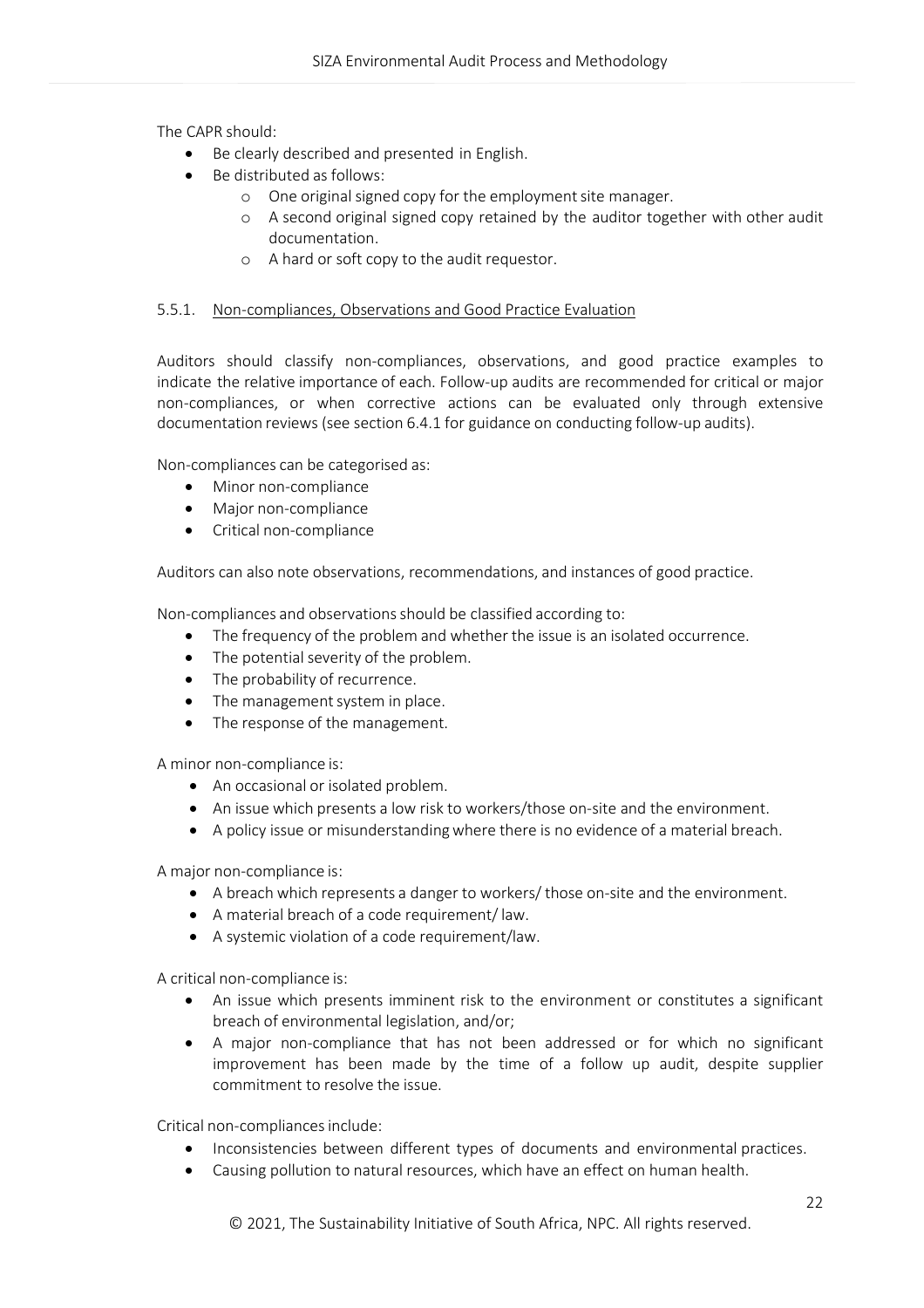The CAPR should:

- Be clearly described and presented in English.
- Be distributed as follows:
  - One original signed copy for the employment site manager.
  - A second original signed copy retained by the auditor together with other audit documentation.
  - A hard or soft copy to the audit requestor.

### 5.5.1. Non-compliances, Observations and Good Practice Evaluation

Auditors should classify non-compliances, observations, and good practice examples to indicate the relative importance of each. Follow-up audits are recommended for critical or major non-compliances, or when corrective actions can be evaluated only through extensive documentation reviews (see section 6.4.1 for guidance on conducting follow-up audits).

Non-compliances can be categorised as:

- Minor non-compliance
- Major non-compliance
- Critical non-compliance

Auditors can also note observations, recommendations, and instances of good practice.

Non-compliances and observations should be classified according to:

- The frequency of the problem and whether the issue is an isolated occurrence.
- The potential severity of the problem.
- The probability of recurrence.
- The management system in place.
- The response of the management.

A minor non-compliance is:

- An occasional or isolated problem.
- An issue which presents a low risk to workers/those on-site and the environment.
- A policy issue or misunderstanding where there is no evidence of a material breach.

A major non-compliance is:

- A breach which represents a danger to workers/ those on-site and the environment.
- A material breach of a code requirement/ law.
- A systemic violation of a code requirement/law.

A critical non-compliance is:

- An issue which presents imminent risk to the environment or constitutes a significant breach of environmental legislation, and/or;
- A major non-compliance that has not been addressed or for which no significant improvement has been made by the time of a follow up audit, despite supplier commitment to resolve the issue.

Critical non-compliances include:

- Inconsistencies between different types of documents and environmental practices.
- Causing pollution to natural resources, which have an effect on human health.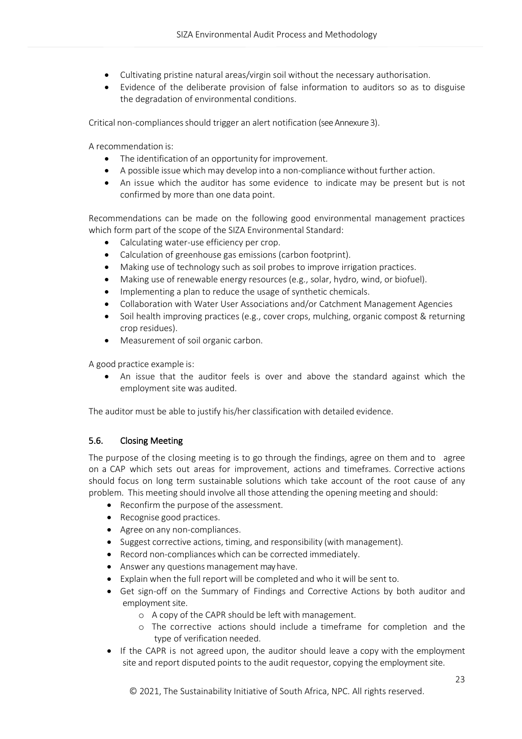- Cultivating pristine natural areas/virgin soil without the necessary authorisation.
- Evidence of the deliberate provision of false information to auditors so as to disguise the degradation of environmental conditions.

Critical non-compliances should trigger an alert notification (see Annexure 3).

A recommendation is:

- The identification of an opportunity for improvement.
- A possible issue which may develop into a non-compliance without further action.
- An issue which the auditor has some evidence to indicate may be present but is not confirmed by more than one data point.

Recommendations can be made on the following good environmental management practices which form part of the scope of the SIZA Environmental Standard:

- Calculating water-use efficiency per crop.
- Calculation of greenhouse gas emissions (carbon footprint).
- Making use of technology such as soil probes to improve irrigation practices.
- Making use of renewable energy resources (e.g., solar, hydro, wind, or biofuel).
- Implementing a plan to reduce the usage of synthetic chemicals.
- Collaboration with Water User Associations and/or Catchment Management Agencies
- Soil health improving practices (e.g., cover crops, mulching, organic compost & returning crop residues).
- Measurement of soil organic carbon.

A good practice example is:

- An issue that the auditor feels is over and above the standard against which the employment site was audited.

The auditor must be able to justify his/her classification with detailed evidence.

### 5.6. Closing Meeting

The purpose of the closing meeting is to go through the findings, agree on them and to agree on a CAP which sets out areas for improvement, actions and timeframes. Corrective actions should focus on long term sustainable solutions which take account of the root cause of any problem. This meeting should involve all those attending the opening meeting and should:

- Reconfirm the purpose of the assessment.
- Recognise good practices.
- Agree on any non-compliances.
- Suggest corrective actions, timing, and responsibility (with management).
- Record non-compliances which can be corrected immediately.
- Answer any questions management may have.
- Explain when the full report will be completed and who it will be sent to.
- Get sign-off on the Summary of Findings and Corrective Actions by both auditor and employment site.
  - A copy of the CAPR should be left with management.
  - The corrective actions should include a timeframe for completion and the type of verification needed.
- If the CAPR is not agreed upon, the auditor should leave a copy with the employment site and report disputed points to the audit requestor, copying the employment site.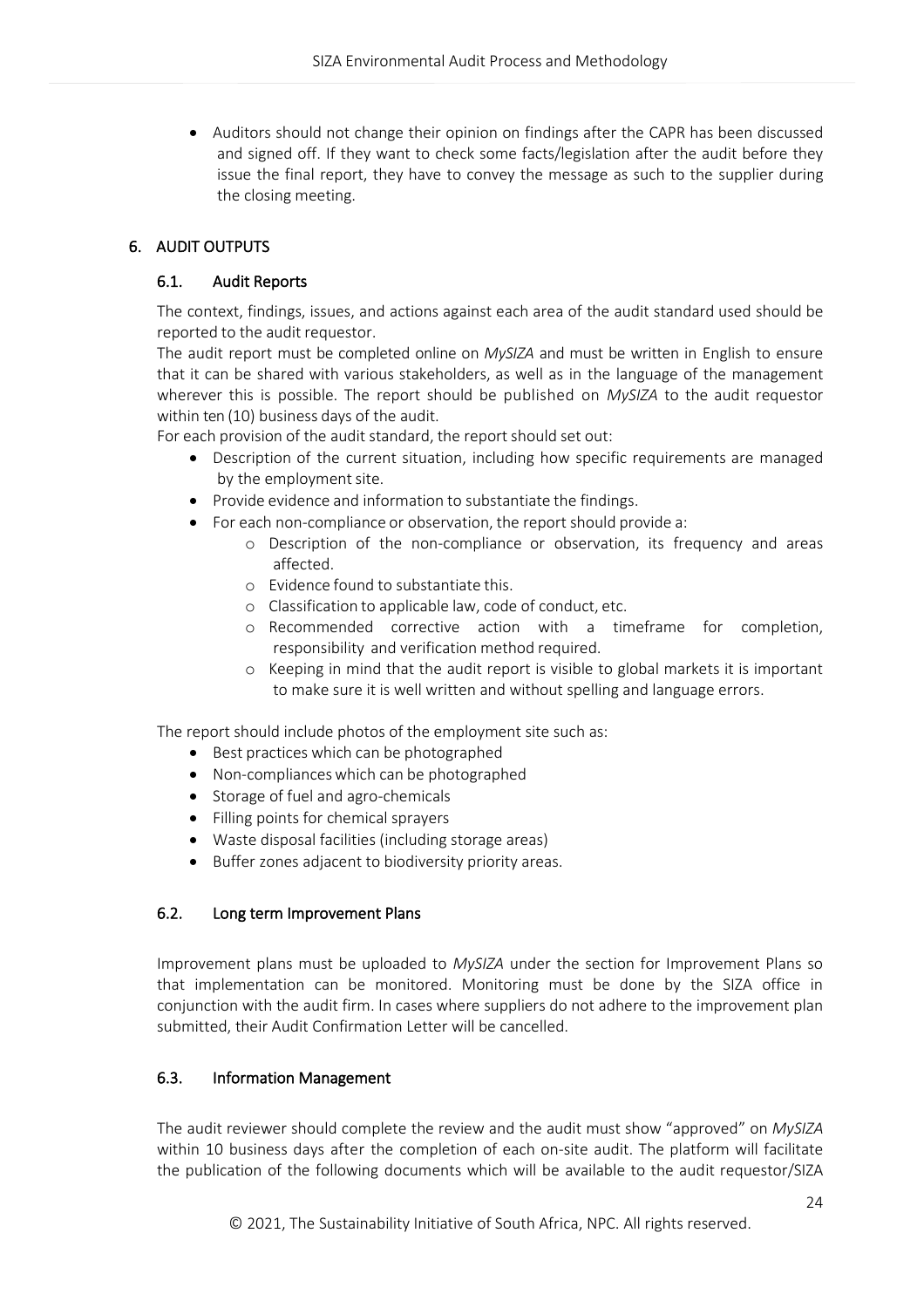- Auditors should not change their opinion on findings after the CAPR has been discussed and signed off. If they want to check some facts/legislation after the audit before they issue the final report, they have to convey the message as such to the supplier during the closing meeting.

## 6. AUDIT OUTPUTS

### 6.1. Audit Reports

The context, findings, issues, and actions against each area of the audit standard used should be reported to the audit requestor.

The audit report must be completed online on *MySIZA* and must be written in English to ensure that it can be shared with various stakeholders, as well as in the language of the management wherever this is possible. The report should be published on *MySIZA* to the audit requestor within ten (10) business days of the audit.

For each provision of the audit standard, the report should set out:

- Description of the current situation, including how specific requirements are managed by the employment site.
- Provide evidence and information to substantiate the findings.
- For each non-compliance or observation, the report should provide a:
    - Description of the non-compliance or observation, its frequency and areas affected.
    - Evidence found to substantiate this.
    - Classification to applicable law, code of conduct, etc.
    - Recommended corrective action with a timeframe for completion, responsibility and verification method required.
    - Keeping in mind that the audit report is visible to global markets it is important to make sure it is well written and without spelling and language errors.

The report should include photos of the employment site such as:

- Best practices which can be photographed
- Non-compliances which can be photographed
- Storage of fuel and agro-chemicals
- Filling points for chemical sprayers
- Waste disposal facilities (including storage areas)
- Buffer zones adjacent to biodiversity priority areas.

### 6.2. Long term Improvement Plans

Improvement plans must be uploaded to *MySIZA* under the section for Improvement Plans so that implementation can be monitored. Monitoring must be done by the SIZA office in conjunction with the audit firm. In cases where suppliers do not adhere to the improvement plan submitted, their Audit Confirmation Letter will be cancelled.

### 6.3. Information Management

The audit reviewer should complete the review and the audit must show "approved" on *MySIZA* within 10 business days after the completion of each on-site audit. The platform will facilitate the publication of the following documents which will be available to the audit requestor/SIZA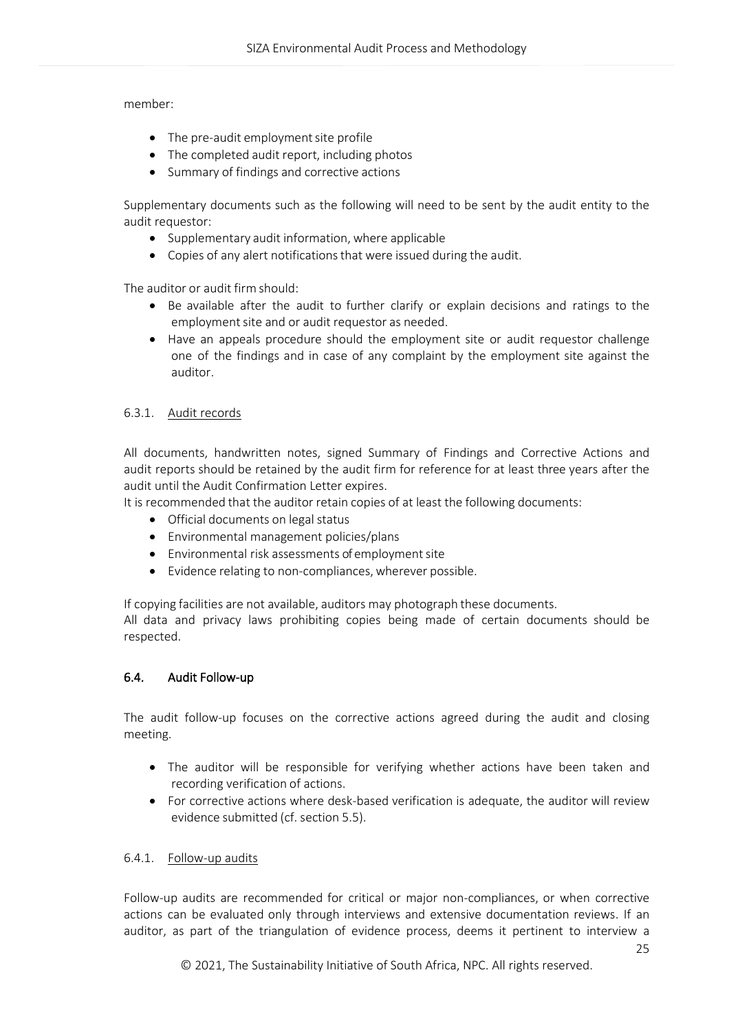member:

- The pre-audit employment site profile
- The completed audit report, including photos
- Summary of findings and corrective actions

Supplementary documents such as the following will need to be sent by the audit entity to the audit requestor:

- Supplementary audit information, where applicable
- Copies of any alert notifications that were issued during the audit.

The auditor or audit firm should:

- Be available after the audit to further clarify or explain decisions and ratings to the employment site and or audit requestor as needed.
- Have an appeals procedure should the employment site or audit requestor challenge one of the findings and in case of any complaint by the employment site against the auditor.

#### 6.3.1. Audit records

All documents, handwritten notes, signed Summary of Findings and Corrective Actions and audit reports should be retained by the audit firm for reference for at least three years after the audit until the Audit Confirmation Letter expires.

It is recommended that the auditor retain copies of at least the following documents:

- Official documents on legal status
- Environmental management policies/plans
- Environmental risk assessments of employment site
- Evidence relating to non-compliances, wherever possible.

If copying facilities are not available, auditors may photograph these documents.

All data and privacy laws prohibiting copies being made of certain documents should be respected.

### 6.4. Audit Follow-up

The audit follow-up focuses on the corrective actions agreed during the audit and closing meeting.

- The auditor will be responsible for verifying whether actions have been taken and recording verification of actions.
- For corrective actions where desk-based verification is adequate, the auditor will review evidence submitted (cf. section 5.5).

#### 6.4.1. Follow-up audits

Follow-up audits are recommended for critical or major non-compliances, or when corrective actions can be evaluated only through interviews and extensive documentation reviews. If an auditor, as part of the triangulation of evidence process, deems it pertinent to interview a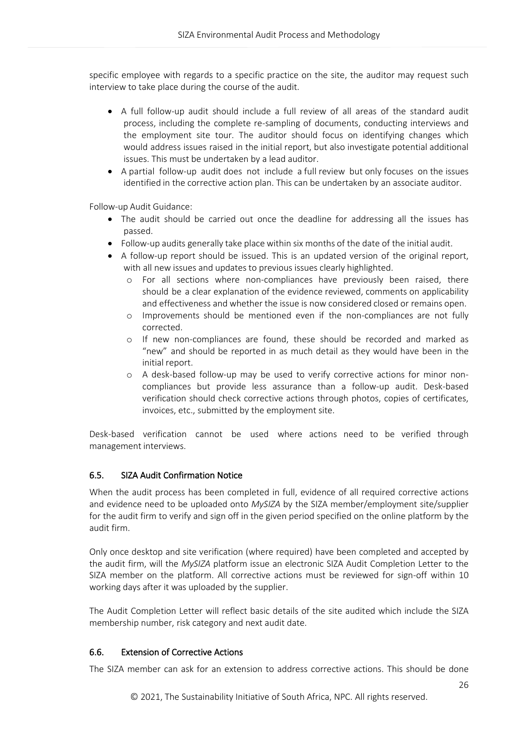specific employee with regards to a specific practice on the site, the auditor may request such interview to take place during the course of the audit.

- A full follow-up audit should include a full review of all areas of the standard audit process, including the complete re-sampling of documents, conducting interviews and the employment site tour. The auditor should focus on identifying changes which would address issues raised in the initial report, but also investigate potential additional issues. This must be undertaken by a lead auditor.
- A partial follow-up audit does not include a full review but only focuses on the issues identified in the corrective action plan. This can be undertaken by an associate auditor.

Follow-up Audit Guidance:

- The audit should be carried out once the deadline for addressing all the issues has passed.
- Follow-up audits generally take place within six months of the date of the initial audit.
- A follow-up report should be issued. This is an updated version of the original report, with all new issues and updates to previous issues clearly highlighted.
  - For all sections where non-compliances have previously been raised, there should be a clear explanation of the evidence reviewed, comments on applicability and effectiveness and whether the issue is now considered closed or remains open.
  - Improvements should be mentioned even if the non-compliances are not fully corrected.
  - If new non-compliances are found, these should be recorded and marked as "new" and should be reported in as much detail as they would have been in the initial report.
  - A desk-based follow-up may be used to verify corrective actions for minor non-compliances but provide less assurance than a follow-up audit. Desk-based verification should check corrective actions through photos, copies of certificates, invoices, etc., submitted by the employment site.

Desk-based verification cannot be used where actions need to be verified through management interviews.

## 6.5. SIZA Audit Confirmation Notice

When the audit process has been completed in full, evidence of all required corrective actions and evidence need to be uploaded onto *MySIZA* by the SIZA member/employment site/supplier for the audit firm to verify and sign off in the given period specified on the online platform by the audit firm.

Only once desktop and site verification (where required) have been completed and accepted by the audit firm, will the *MySIZA* platform issue an electronic SIZA Audit Completion Letter to the SIZA member on the platform. All corrective actions must be reviewed for sign-off within 10 working days after it was uploaded by the supplier.

The Audit Completion Letter will reflect basic details of the site audited which include the SIZA membership number, risk category and next audit date.

## 6.6. Extension of Corrective Actions

The SIZA member can ask for an extension to address corrective actions. This should be done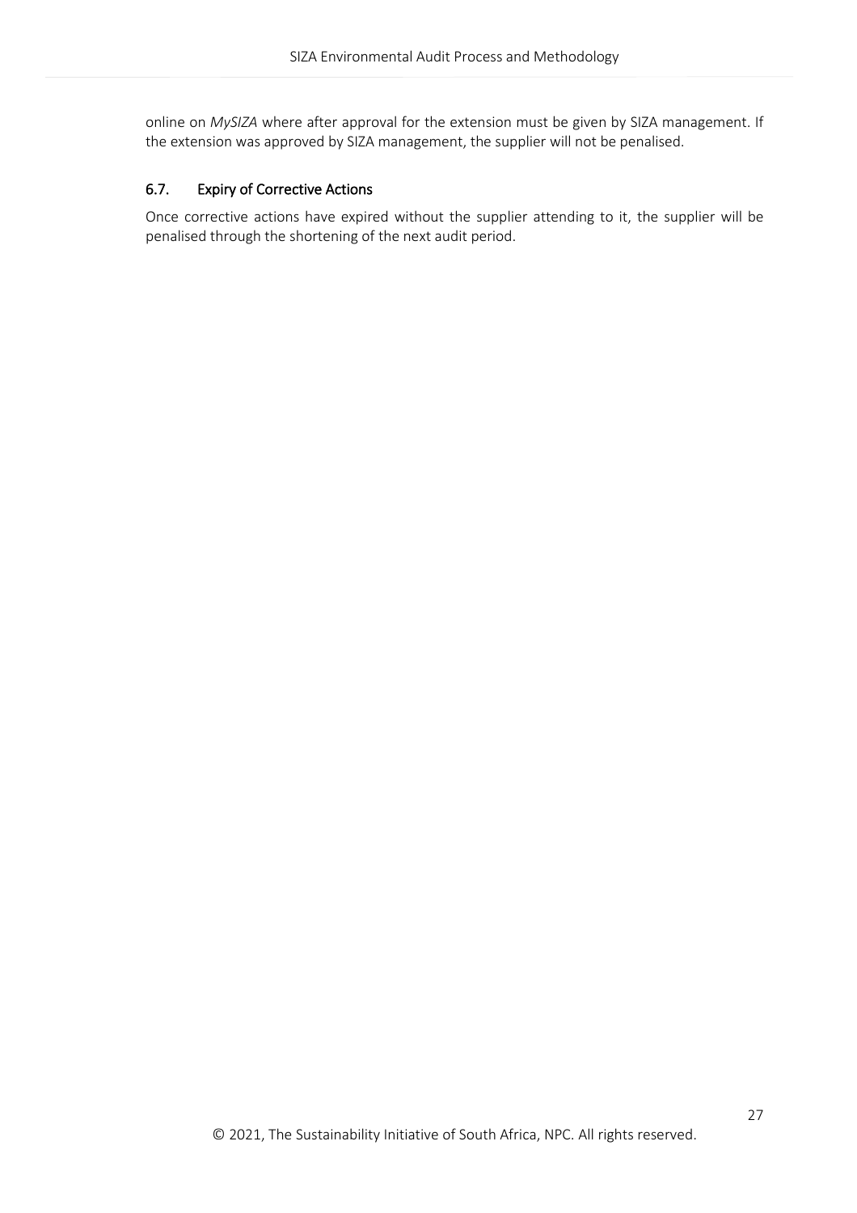online on *MySIZA* where after approval for the extension must be given by SIZA management. If the extension was approved by SIZA management, the supplier will not be penalised.

### 6.7. Expiry of Corrective Actions

Once corrective actions have expired without the supplier attending to it, the supplier will be penalised through the shortening of the next audit period.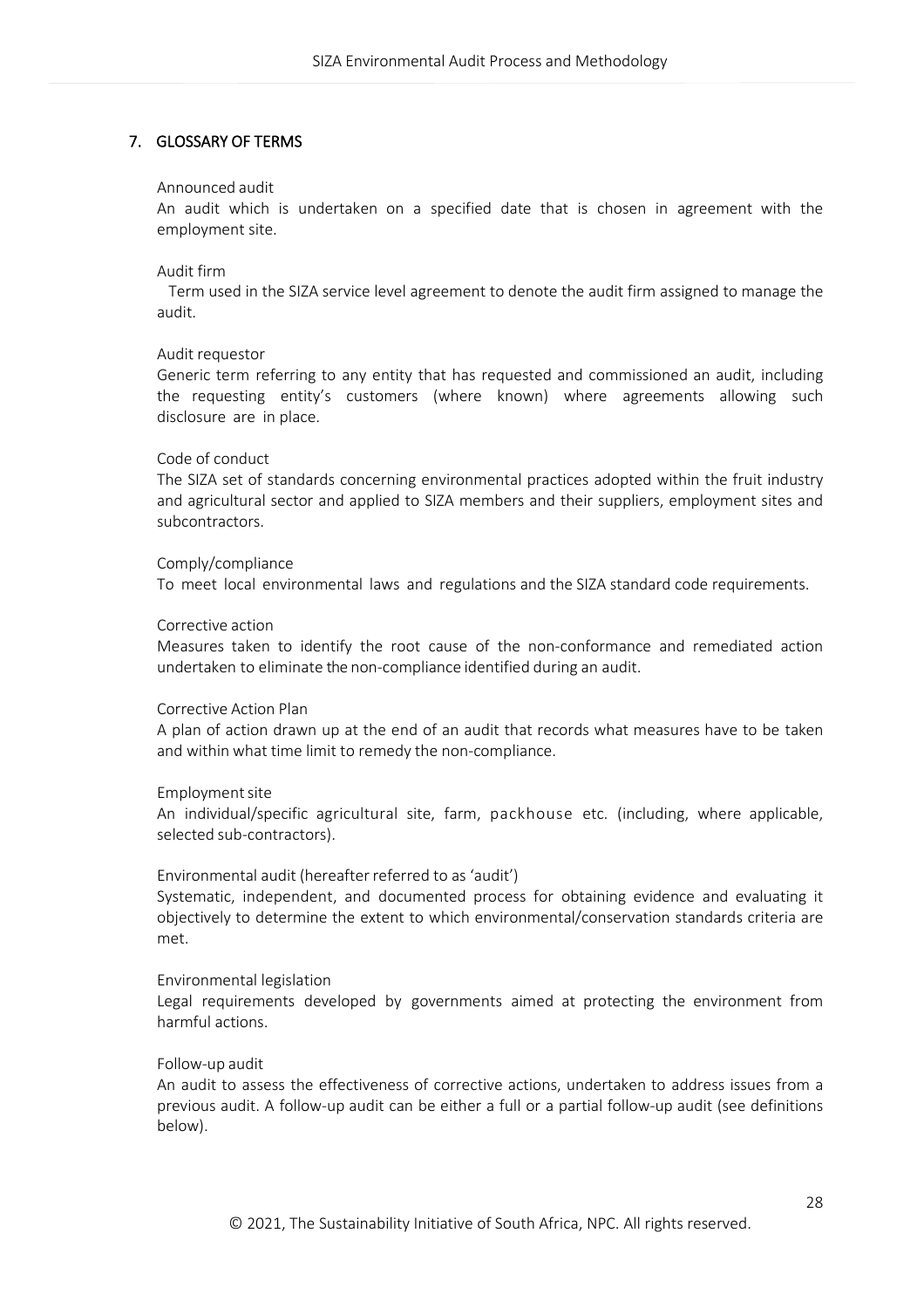## 7. GLOSSARY OF TERMS

Announced audit

An audit which is undertaken on a specified date that is chosen in agreement with the employment site.

Audit firm

Term used in the SIZA service level agreement to denote the audit firm assigned to manage the audit.

Audit requestor

Generic term referring to any entity that has requested and commissioned an audit, including the requesting entity's customers (where known) where agreements allowing such disclosure are in place.

Code of conduct

The SIZA set of standards concerning environmental practices adopted within the fruit industry and agricultural sector and applied to SIZA members and their suppliers, employment sites and subcontractors.

Comply/compliance

To meet local environmental laws and regulations and the SIZA standard code requirements.

Corrective action

Measures taken to identify the root cause of the non-conformance and remediated action undertaken to eliminate the non-compliance identified during an audit.

Corrective Action Plan

A plan of action drawn up at the end of an audit that records what measures have to be taken and within what time limit to remedy the non-compliance.

Employment site

An individual/specific agricultural site, farm, packhouse etc. (including, where applicable, selected sub-contractors).

Environmental audit (hereafter referred to as 'audit')

Systematic, independent, and documented process for obtaining evidence and evaluating it objectively to determine the extent to which environmental/conservation standards criteria are met.

Environmental legislation

Legal requirements developed by governments aimed at protecting the environment from harmful actions.

Follow-up audit

An audit to assess the effectiveness of corrective actions, undertaken to address issues from a previous audit. A follow-up audit can be either a full or a partial follow-up audit (see definitions below).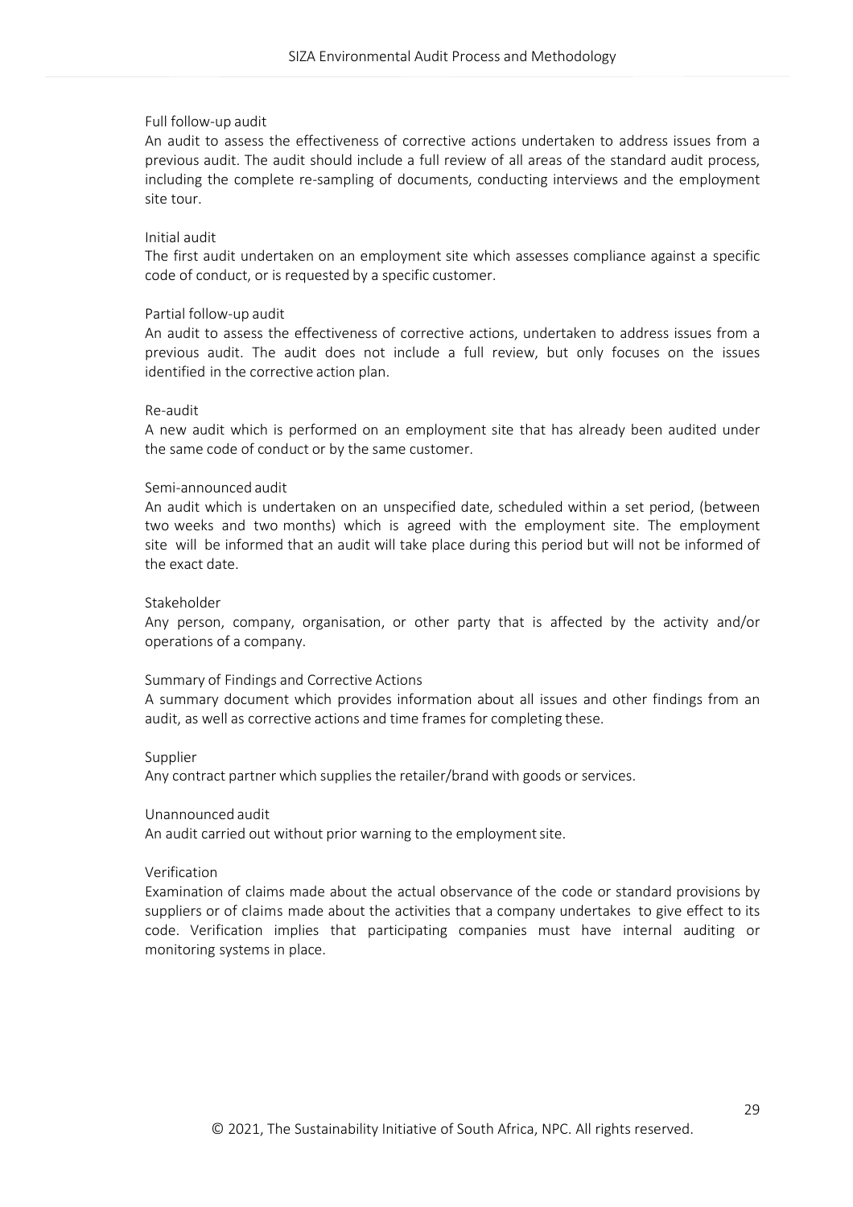Full follow-up audit

An audit to assess the effectiveness of corrective actions undertaken to address issues from a previous audit. The audit should include a full review of all areas of the standard audit process, including the complete re-sampling of documents, conducting interviews and the employment site tour.

Initial audit

The first audit undertaken on an employment site which assesses compliance against a specific code of conduct, or is requested by a specific customer.

Partial follow-up audit

An audit to assess the effectiveness of corrective actions, undertaken to address issues from a previous audit. The audit does not include a full review, but only focuses on the issues identified in the corrective action plan.

Re-audit

A new audit which is performed on an employment site that has already been audited under the same code of conduct or by the same customer.

Semi-announced audit

An audit which is undertaken on an unspecified date, scheduled within a set period, (between two weeks and two months) which is agreed with the employment site. The employment site will be informed that an audit will take place during this period but will not be informed of the exact date.

Stakeholder

Any person, company, organisation, or other party that is affected by the activity and/or operations of a company.

Summary of Findings and Corrective Actions

A summary document which provides information about all issues and other findings from an audit, as well as corrective actions and time frames for completing these.

Supplier

Any contract partner which supplies the retailer/brand with goods or services.

Unannounced audit

An audit carried out without prior warning to the employment site.

Verification

Examination of claims made about the actual observance of the code or standard provisions by suppliers or of claims made about the activities that a company undertakes to give effect to its code. Verification implies that participating companies must have internal auditing or monitoring systems in place.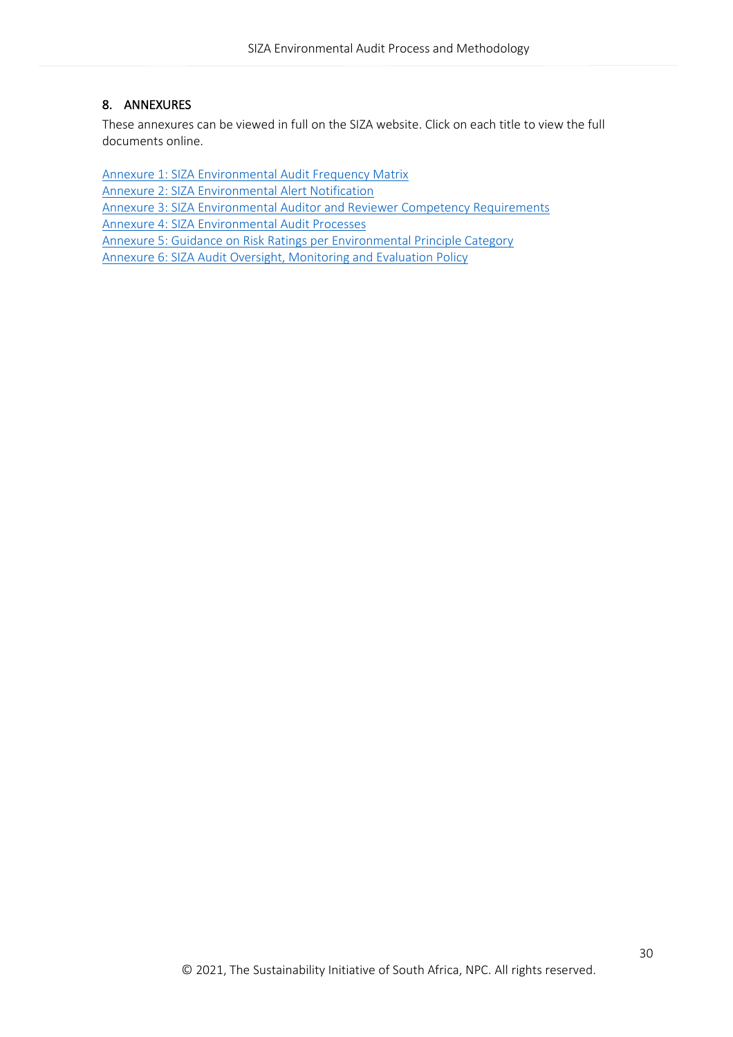## 8. ANNEXURES

These annexures can be viewed in full on the SIZA website. Click on each title to view the full documents online.

Annexure 1: SIZA Environmental Audit Frequency Matrix
Annexure 2: SIZA Environmental Alert Notification
Annexure 3: SIZA Environmental Auditor and Reviewer Competency Requirements
Annexure 4: SIZA Environmental Audit Processes
Annexure 5: Guidance on Risk Ratings per Environmental Principle Category
Annexure 6: SIZA Audit Oversight, Monitoring and Evaluation Policy

© 2021, The Sustainability Initiative of South Africa, NPC. All rights reserved.